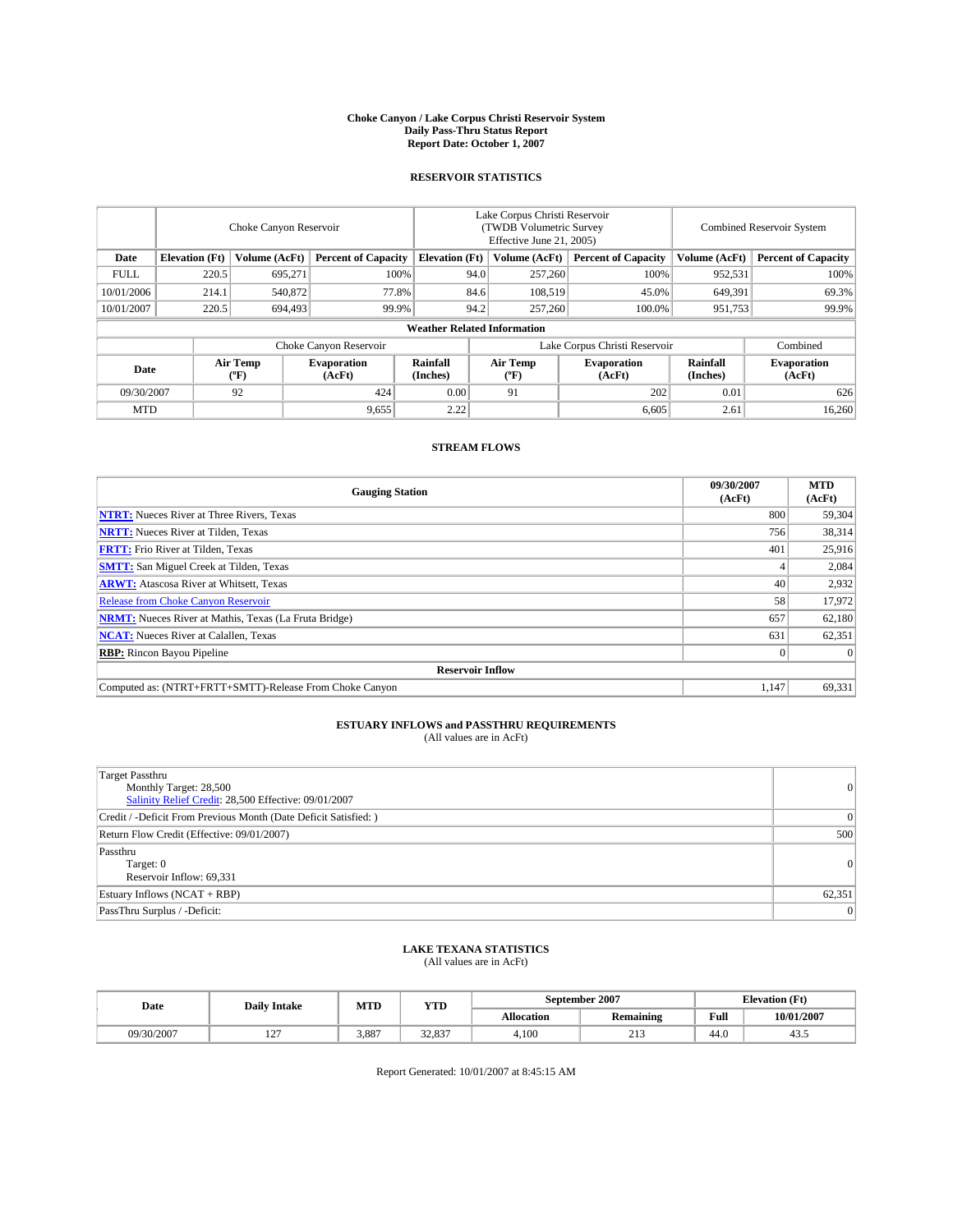# Choke Canyon / Lake Corpus Christi Reservoir System
## Daily Pass-Thru Status Report
### Report Date: October 1, 2007

## RESERVOIR STATISTICS

| | Choke Canyon Reservoir | | | Lake Corpus Christi Reservoir (TWDB Volumetric Survey Effective June 21, 2005) | | | Combined Reservoir System | |
|---|---|---|---|---|---|---|---|---|
| **Date** | **Elevation (Ft)** | **Volume (AcFt)** | **Percent of Capacity** | **Elevation (Ft)** | **Volume (AcFt)** | **Percent of Capacity** | **Volume (AcFt)** | **Percent of Capacity** |
| FULL | 220.5 | 695,271 | 100% | 94.0 | 257,260 | 100% | 952,531 | 100% |
| 10/01/2006 | 214.1 | 540,872 | 77.8% | 84.6 | 108,519 | 45.0% | 649,391 | 69.3% |
| 10/01/2007 | 220.5 | 694,493 | 99.9% | 94.2 | 257,260 | 100.0% | 951,753 | 99.9% |

**Weather Related Information**

| | Choke Canyon Reservoir | | | Lake Corpus Christi Reservoir | | | Combined |
|---|---|---|---|---|---|---|---|
| **Date** | **Air Temp (ºF)** | **Evaporation (AcFt)** | **Rainfall (Inches)** | **Air Temp (ºF)** | **Evaporation (AcFt)** | **Rainfall (Inches)** | **Evaporation (AcFt)** |
| 09/30/2007 | 92 | 424 | 0.00 | 91 | 202 | 0.01 | 626 |
| MTD | | 9,655 | 2.22 | | 6,605 | 2.61 | 16,260 |

## STREAM FLOWS

| Gauging Station | 09/30/2007 (AcFt) | MTD (AcFt) |
|---|---|---|
| **NTRT:** Nueces River at Three Rivers, Texas | 800 | 59,304 |
| **NRTT:** Nueces River at Tilden, Texas | 756 | 38,314 |
| **FRTT:** Frio River at Tilden, Texas | 401 | 25,916 |
| **SMTT:** San Miguel Creek at Tilden, Texas | 4 | 2,084 |
| **ARWT:** Atascosa River at Whitsett, Texas | 40 | 2,932 |
| Release from Choke Canyon Reservoir | 58 | 17,972 |
| **NRMT:** Nueces River at Mathis, Texas (La Fruta Bridge) | 657 | 62,180 |
| **NCAT:** Nueces River at Calallen, Texas | 631 | 62,351 |
| **RBP:** Rincon Bayou Pipeline | 0 | 0 |
| **Reservoir Inflow** | | |
| Computed as: (NTRT+FRTT+SMTT)-Release From Choke Canyon | 1,147 | 69,331 |

## ESTUARY INFLOWS and PASSTHRU REQUIREMENTS
(All values are in AcFt)

| | |
|---|---|
| Target Passthru<br>Monthly Target: 28,500<br>Salinity Relief Credit: 28,500 Effective: 09/01/2007 | 0 |
| Credit / -Deficit From Previous Month (Date Deficit Satisfied: ) | 0 |
| Return Flow Credit (Effective: 09/01/2007) | 500 |
| Passthru<br>Target: 0<br>Reservoir Inflow: 69,331 | 0 |
| Estuary Inflows (NCAT + RBP) | 62,351 |
| PassThru Surplus / -Deficit: | 0 |

## LAKE TEXANA STATISTICS
(All values are in AcFt)

| Date | Daily Intake | MTD | YTD | September 2007 | | Elevation (Ft) | |
|---|---|---|---|---|---|---|---|
| | | | | **Allocation** | **Remaining** | **Full** | **10/01/2007** |
| 09/30/2007 | 127 | 3,887 | 32,837 | 4,100 | 213 | 44.0 | 43.5 |

Report Generated: 10/01/2007 at 8:45:15 AM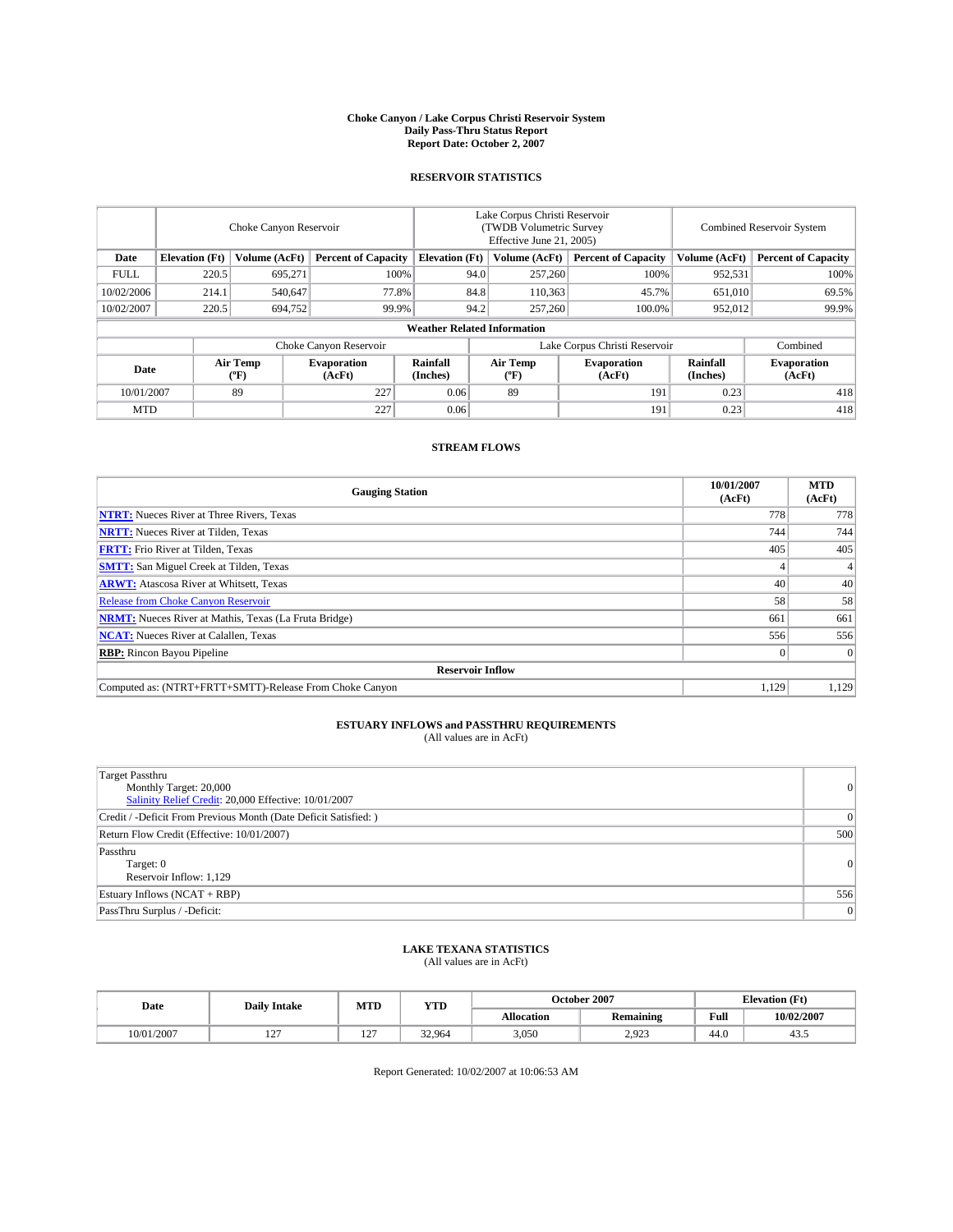# Choke Canyon / Lake Corpus Christi Reservoir System
## Daily Pass-Thru Status Report
### Report Date: October 2, 2007

## RESERVOIR STATISTICS

| | Choke Canyon Reservoir | | | Lake Corpus Christi Reservoir (TWDB Volumetric Survey Effective June 21, 2005) | | | Combined Reservoir System | |
|---|---|---|---|---|---|---|---|---|
| **Date** | **Elevation (Ft)** | **Volume (AcFt)** | **Percent of Capacity** | **Elevation (Ft)** | **Volume (AcFt)** | **Percent of Capacity** | **Volume (AcFt)** | **Percent of Capacity** |
| FULL | 220.5 | 695,271 | 100% | 94.0 | 257,260 | 100% | 952,531 | 100% |
| 10/02/2006 | 214.1 | 540,647 | 77.8% | 84.8 | 110,363 | 45.7% | 651,010 | 69.5% |
| 10/02/2007 | 220.5 | 694,752 | 99.9% | 94.2 | 257,260 | 100.0% | 952,012 | 99.9% |

**Weather Related Information**

| | Choke Canyon Reservoir | | | Lake Corpus Christi Reservoir | | | Combined |
|---|---|---|---|---|---|---|---|
| **Date** | **Air Temp (ºF)** | **Evaporation (AcFt)** | **Rainfall (Inches)** | **Air Temp (ºF)** | **Evaporation (AcFt)** | **Rainfall (Inches)** | **Evaporation (AcFt)** |
| 10/01/2007 | 89 | 227 | 0.06 | 89 | 191 | 0.23 | 418 |
| MTD | | 227 | 0.06 | | 191 | 0.23 | 418 |

## STREAM FLOWS

| Gauging Station | 10/01/2007 (AcFt) | MTD (AcFt) |
|---|---|---|
| **NTRT:** Nueces River at Three Rivers, Texas | 778 | 778 |
| **NRTT:** Nueces River at Tilden, Texas | 744 | 744 |
| **FRTT:** Frio River at Tilden, Texas | 405 | 405 |
| **SMTT:** San Miguel Creek at Tilden, Texas | 4 | 4 |
| **ARWT:** Atascosa River at Whitsett, Texas | 40 | 40 |
| Release from Choke Canyon Reservoir | 58 | 58 |
| **NRMT:** Nueces River at Mathis, Texas (La Fruta Bridge) | 661 | 661 |
| **NCAT:** Nueces River at Calallen, Texas | 556 | 556 |
| **RBP:** Rincon Bayou Pipeline | 0 | 0 |
| **Reservoir Inflow** | | |
| Computed as: (NTRT+FRTT+SMTT)-Release From Choke Canyon | 1,129 | 1,129 |

## ESTUARY INFLOWS and PASSTHRU REQUIREMENTS
(All values are in AcFt)

| | |
|---|---|
| Target Passthru<br>Monthly Target: 20,000<br>Salinity Relief Credit: 20,000 Effective: 10/01/2007 | 0 |
| Credit / -Deficit From Previous Month (Date Deficit Satisfied: ) | 0 |
| Return Flow Credit (Effective: 10/01/2007) | 500 |
| Passthru<br>Target: 0<br>Reservoir Inflow: 1,129 | 0 |
| Estuary Inflows (NCAT + RBP) | 556 |
| PassThru Surplus / -Deficit: | 0 |

## LAKE TEXANA STATISTICS
(All values are in AcFt)

| Date | Daily Intake | MTD | YTD | October 2007 | | Elevation (Ft) | |
|---|---|---|---|---|---|---|---|
| | | | | **Allocation** | **Remaining** | **Full** | **10/02/2007** |
| 10/01/2007 | 127 | 127 | 32,964 | 3,050 | 2,923 | 44.0 | 43.5 |

Report Generated: 10/02/2007 at 10:06:53 AM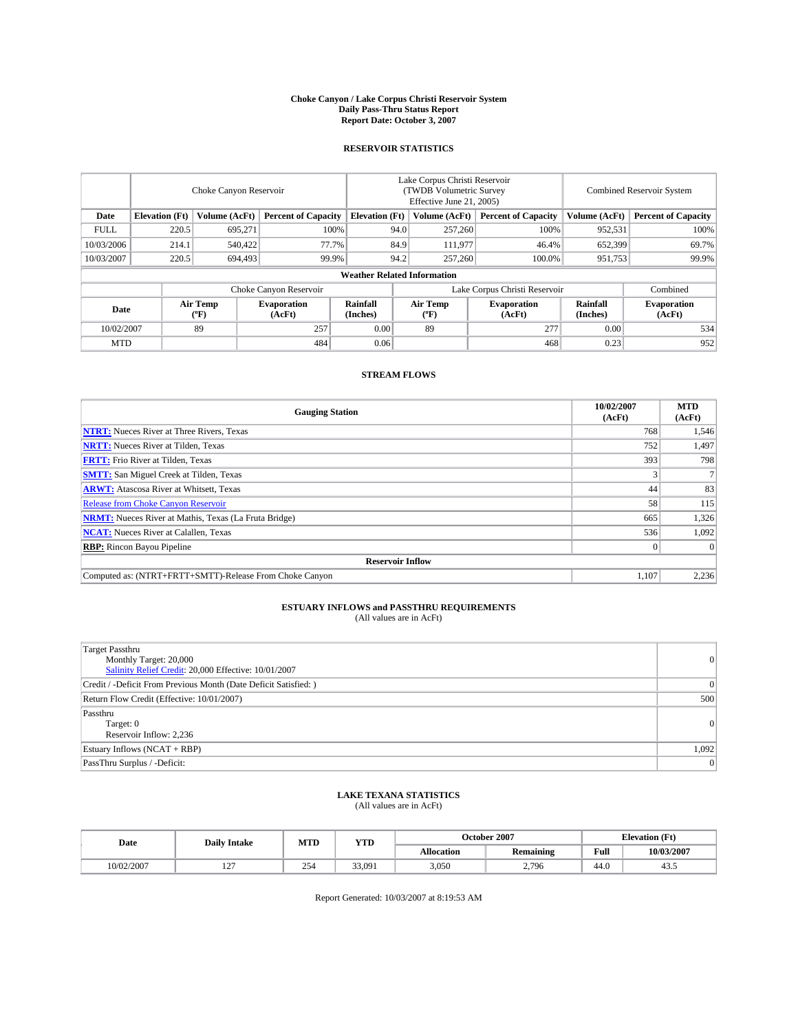**Choke Canyon / Lake Corpus Christi Reservoir System**
**Daily Pass-Thru Status Report**
**Report Date: October 3, 2007**

## RESERVOIR STATISTICS

| | Choke Canyon Reservoir | | | Lake Corpus Christi Reservoir (TWDB Volumetric Survey Effective June 21, 2005) | | | Combined Reservoir System | |
|---|---|---|---|---|---|---|---|---|
| **Date** | **Elevation (Ft)** | **Volume (AcFt)** | **Percent of Capacity** | **Elevation (Ft)** | **Volume (AcFt)** | **Percent of Capacity** | **Volume (AcFt)** | **Percent of Capacity** |
| FULL | 220.5 | 695,271 | 100% | 94.0 | 257,260 | 100% | 952,531 | 100% |
| 10/03/2006 | 214.1 | 540,422 | 77.7% | 84.9 | 111,977 | 46.4% | 652,399 | 69.7% |
| 10/03/2007 | 220.5 | 694,493 | 99.9% | 94.2 | 257,260 | 100.0% | 951,753 | 99.9% |

**Weather Related Information**

| | Choke Canyon Reservoir | | | Lake Corpus Christi Reservoir | | | Combined |
|---|---|---|---|---|---|---|---|
| **Date** | **Air Temp (ºF)** | **Evaporation (AcFt)** | **Rainfall (Inches)** | **Air Temp (ºF)** | **Evaporation (AcFt)** | **Rainfall (Inches)** | **Evaporation (AcFt)** |
| 10/02/2007 | 89 | 257 | 0.00 | 89 | 277 | 0.00 | 534 |
| MTD | | 484 | 0.06 | | 468 | 0.23 | 952 |

## STREAM FLOWS

| Gauging Station | 10/02/2007 (AcFt) | MTD (AcFt) |
|---|---|---|
| **NTRT:** Nueces River at Three Rivers, Texas | 768 | 1,546 |
| **NRTT:** Nueces River at Tilden, Texas | 752 | 1,497 |
| **FRTT:** Frio River at Tilden, Texas | 393 | 798 |
| **SMTT:** San Miguel Creek at Tilden, Texas | 3 | 7 |
| **ARWT:** Atascosa River at Whitsett, Texas | 44 | 83 |
| Release from Choke Canyon Reservoir | 58 | 115 |
| **NRMT:** Nueces River at Mathis, Texas (La Fruta Bridge) | 665 | 1,326 |
| **NCAT:** Nueces River at Calallen, Texas | 536 | 1,092 |
| **RBP:** Rincon Bayou Pipeline | 0 | 0 |
| **Reservoir Inflow** | | |
| Computed as: (NTRT+FRTT+SMTT)-Release From Choke Canyon | 1,107 | 2,236 |

## ESTUARY INFLOWS and PASSTHRU REQUIREMENTS
(All values are in AcFt)

| | |
|---|---|
| Target Passthru<br>Monthly Target: 20,000<br>Salinity Relief Credit: 20,000 Effective: 10/01/2007 | 0 |
| Credit / -Deficit From Previous Month (Date Deficit Satisfied: ) | 0 |
| Return Flow Credit (Effective: 10/01/2007) | 500 |
| Passthru<br>Target: 0<br>Reservoir Inflow: 2,236 | 0 |
| Estuary Inflows (NCAT + RBP) | 1,092 |
| PassThru Surplus / -Deficit: | 0 |

## LAKE TEXANA STATISTICS
(All values are in AcFt)

| Date | Daily Intake | MTD | YTD | October 2007 | | Elevation (Ft) | |
|---|---|---|---|---|---|---|---|
| | | | | **Allocation** | **Remaining** | **Full** | **10/03/2007** |
| 10/02/2007 | 127 | 254 | 33,091 | 3,050 | 2,796 | 44.0 | 43.5 |

Report Generated: 10/03/2007 at 8:19:53 AM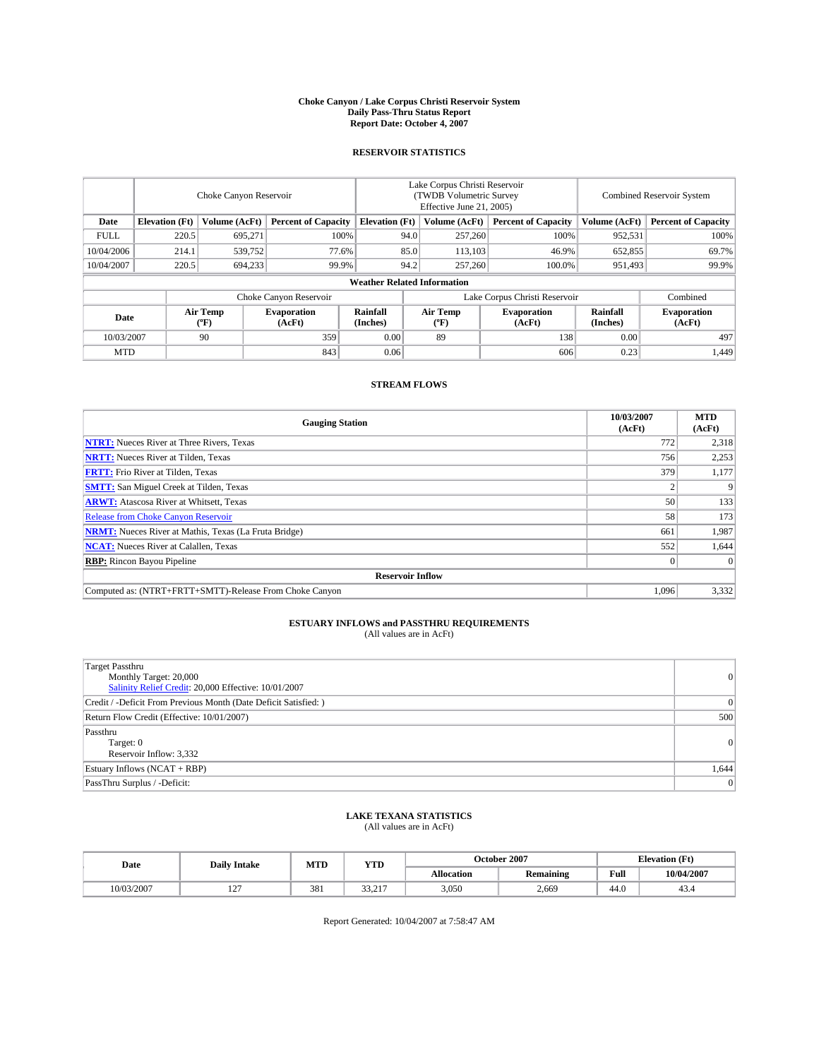# Choke Canyon / Lake Corpus Christi Reservoir System
## Daily Pass-Thru Status Report
### Report Date: October 4, 2007

## RESERVOIR STATISTICS

| | Choke Canyon Reservoir | | | Lake Corpus Christi Reservoir (TWDB Volumetric Survey Effective June 21, 2005) | | | Combined Reservoir System | |
|---|---|---|---|---|---|---|---|---|
| Date | Elevation (Ft) | Volume (AcFt) | Percent of Capacity | Elevation (Ft) | Volume (AcFt) | Percent of Capacity | Volume (AcFt) | Percent of Capacity |
| FULL | 220.5 | 695,271 | 100% | 94.0 | 257,260 | 100% | 952,531 | 100% |
| 10/04/2006 | 214.1 | 539,752 | 77.6% | 85.0 | 113,103 | 46.9% | 652,855 | 69.7% |
| 10/04/2007 | 220.5 | 694,233 | 99.9% | 94.2 | 257,260 | 100.0% | 951,493 | 99.9% |

**Weather Related Information**

| | Choke Canyon Reservoir | | | Lake Corpus Christi Reservoir | | | Combined |
|---|---|---|---|---|---|---|---|
| Date | Air Temp (ºF) | Evaporation (AcFt) | Rainfall (Inches) | Air Temp (ºF) | Evaporation (AcFt) | Rainfall (Inches) | Evaporation (AcFt) |
| 10/03/2007 | 90 | 359 | 0.00 | 89 | 138 | 0.00 | 497 |
| MTD | | 843 | 0.06 | | 606 | 0.23 | 1,449 |

## STREAM FLOWS

| Gauging Station | 10/03/2007 (AcFt) | MTD (AcFt) |
|---|---|---|
| **NTRT:** Nueces River at Three Rivers, Texas | 772 | 2,318 |
| **NRTT:** Nueces River at Tilden, Texas | 756 | 2,253 |
| **FRTT:** Frio River at Tilden, Texas | 379 | 1,177 |
| **SMTT:** San Miguel Creek at Tilden, Texas | 2 | 9 |
| **ARWT:** Atascosa River at Whitsett, Texas | 50 | 133 |
| Release from Choke Canyon Reservoir | 58 | 173 |
| **NRMT:** Nueces River at Mathis, Texas (La Fruta Bridge) | 661 | 1,987 |
| **NCAT:** Nueces River at Calallen, Texas | 552 | 1,644 |
| **RBP:** Rincon Bayou Pipeline | 0 | 0 |
| **Reservoir Inflow** | | |
| Computed as: (NTRT+FRTT+SMTT)-Release From Choke Canyon | 1,096 | 3,332 |

## ESTUARY INFLOWS and PASSTHRU REQUIREMENTS
(All values are in AcFt)

| | |
|---|---|
| Target Passthru<br>Monthly Target: 20,000<br>Salinity Relief Credit: 20,000 Effective: 10/01/2007 | 0 |
| Credit / -Deficit From Previous Month (Date Deficit Satisfied: ) | 0 |
| Return Flow Credit (Effective: 10/01/2007) | 500 |
| Passthru<br>Target: 0<br>Reservoir Inflow: 3,332 | 0 |
| Estuary Inflows (NCAT + RBP) | 1,644 |
| PassThru Surplus / -Deficit: | 0 |

## LAKE TEXANA STATISTICS
(All values are in AcFt)

| Date | Daily Intake | MTD | YTD | October 2007 | | Elevation (Ft) | |
|---|---|---|---|---|---|---|---|
| | | | | Allocation | Remaining | Full | 10/04/2007 |
| 10/03/2007 | 127 | 381 | 33,217 | 3,050 | 2,669 | 44.0 | 43.4 |

Report Generated: 10/04/2007 at 7:58:47 AM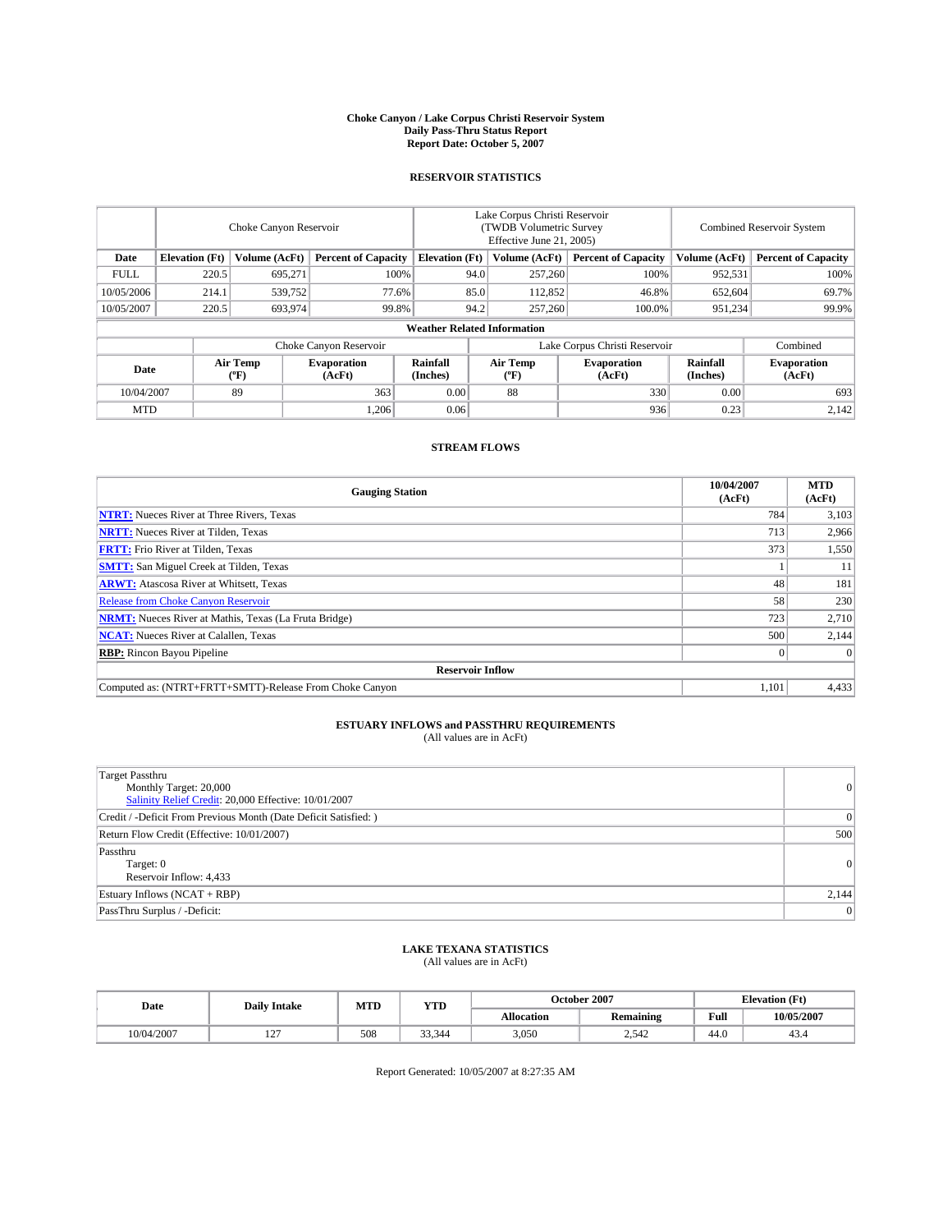# Choke Canyon / Lake Corpus Christi Reservoir System
## Daily Pass-Thru Status Report
### Report Date: October 5, 2007

## RESERVOIR STATISTICS

| | Choke Canyon Reservoir | | | Lake Corpus Christi Reservoir (TWDB Volumetric Survey Effective June 21, 2005) | | | Combined Reservoir System | |
|---|---|---|---|---|---|---|---|---|
| Date | Elevation (Ft) | Volume (AcFt) | Percent of Capacity | Elevation (Ft) | Volume (AcFt) | Percent of Capacity | Volume (AcFt) | Percent of Capacity |
| FULL | 220.5 | 695,271 | 100% | 94.0 | 257,260 | 100% | 952,531 | 100% |
| 10/05/2006 | 214.1 | 539,752 | 77.6% | 85.0 | 112,852 | 46.8% | 652,604 | 69.7% |
| 10/05/2007 | 220.5 | 693,974 | 99.8% | 94.2 | 257,260 | 100.0% | 951,234 | 99.9% |

### Weather Related Information

| | Choke Canyon Reservoir | | | Lake Corpus Christi Reservoir | | | Combined |
|---|---|---|---|---|---|---|---|
| Date | Air Temp (ºF) | Evaporation (AcFt) | Rainfall (Inches) | Air Temp (ºF) | Evaporation (AcFt) | Rainfall (Inches) | Evaporation (AcFt) |
| 10/04/2007 | 89 | 363 | 0.00 | 88 | 330 | 0.00 | 693 |
| MTD | | 1,206 | 0.06 | | 936 | 0.23 | 2,142 |

## STREAM FLOWS

| Gauging Station | 10/04/2007 (AcFt) | MTD (AcFt) |
|---|---|---|
| **NTRT:** Nueces River at Three Rivers, Texas | 784 | 3,103 |
| **NRTT:** Nueces River at Tilden, Texas | 713 | 2,966 |
| **FRTT:** Frio River at Tilden, Texas | 373 | 1,550 |
| **SMTT:** San Miguel Creek at Tilden, Texas | 1 | 11 |
| **ARWT:** Atascosa River at Whitsett, Texas | 48 | 181 |
| Release from Choke Canyon Reservoir | 58 | 230 |
| **NRMT:** Nueces River at Mathis, Texas (La Fruta Bridge) | 723 | 2,710 |
| **NCAT:** Nueces River at Calallen, Texas | 500 | 2,144 |
| **RBP:** Rincon Bayou Pipeline | 0 | 0 |
| **Reservoir Inflow** | | |
| Computed as: (NTRT+FRTT+SMTT)-Release From Choke Canyon | 1,101 | 4,433 |

## ESTUARY INFLOWS and PASSTHRU REQUIREMENTS
(All values are in AcFt)

| | |
|---|---|
| Target Passthru<br>Monthly Target: 20,000<br>Salinity Relief Credit: 20,000 Effective: 10/01/2007 | 0 |
| Credit / -Deficit From Previous Month (Date Deficit Satisfied: ) | 0 |
| Return Flow Credit (Effective: 10/01/2007) | 500 |
| Passthru<br>Target: 0<br>Reservoir Inflow: 4,433 | 0 |
| Estuary Inflows (NCAT + RBP) | 2,144 |
| PassThru Surplus / -Deficit: | 0 |

## LAKE TEXANA STATISTICS
(All values are in AcFt)

| Date | Daily Intake | MTD | YTD | October 2007 | | Elevation (Ft) | |
|---|---|---|---|---|---|---|---|
| | | | | Allocation | Remaining | Full | 10/05/2007 |
| 10/04/2007 | 127 | 508 | 33,344 | 3,050 | 2,542 | 44.0 | 43.4 |

Report Generated: 10/05/2007 at 8:27:35 AM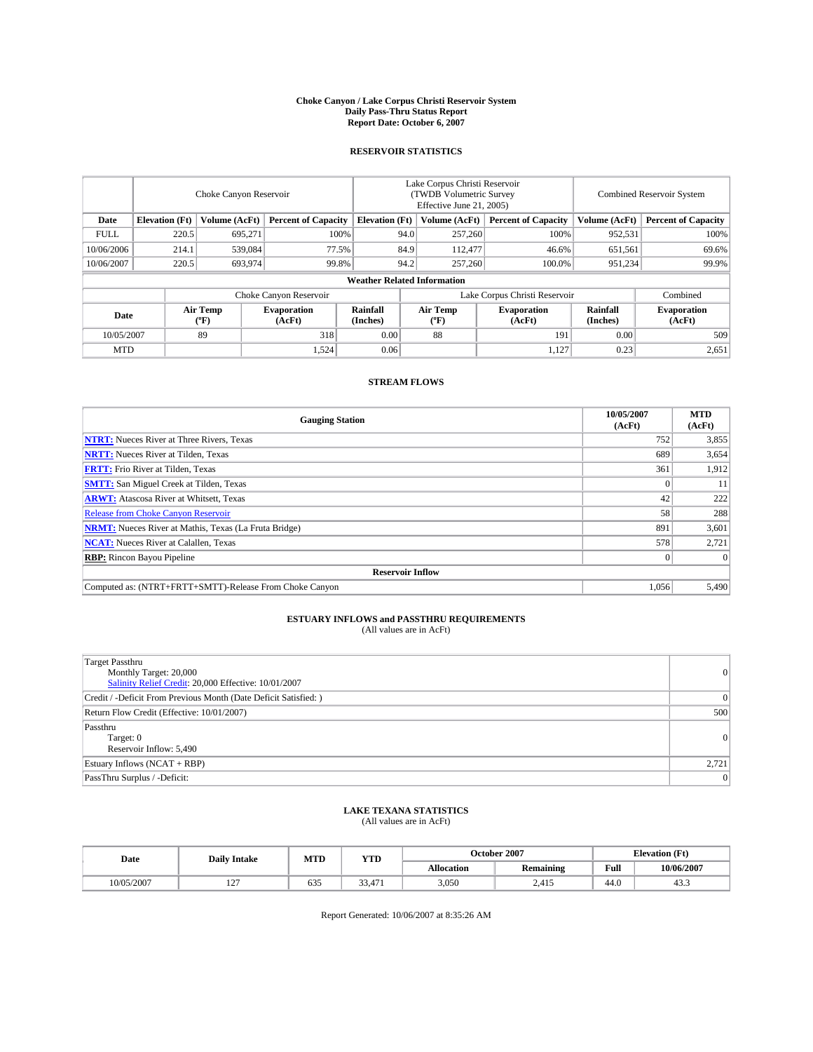# Choke Canyon / Lake Corpus Christi Reservoir System
## Daily Pass-Thru Status Report
### Report Date: October 6, 2007

## RESERVOIR STATISTICS

| | Choke Canyon Reservoir | | | Lake Corpus Christi Reservoir (TWDB Volumetric Survey Effective June 21, 2005) | | | Combined Reservoir System | |
|---|---|---|---|---|---|---|---|---|
| Date | Elevation (Ft) | Volume (AcFt) | Percent of Capacity | Elevation (Ft) | Volume (AcFt) | Percent of Capacity | Volume (AcFt) | Percent of Capacity |
| FULL | 220.5 | 695,271 | 100% | 94.0 | 257,260 | 100% | 952,531 | 100% |
| 10/06/2006 | 214.1 | 539,084 | 77.5% | 84.9 | 112,477 | 46.6% | 651,561 | 69.6% |
| 10/06/2007 | 220.5 | 693,974 | 99.8% | 94.2 | 257,260 | 100.0% | 951,234 | 99.9% |

**Weather Related Information**

| | Choke Canyon Reservoir | | | Lake Corpus Christi Reservoir | | | Combined |
|---|---|---|---|---|---|---|---|
| Date | Air Temp (ºF) | Evaporation (AcFt) | Rainfall (Inches) | Air Temp (ºF) | Evaporation (AcFt) | Rainfall (Inches) | Evaporation (AcFt) |
| 10/05/2007 | 89 | 318 | 0.00 | 88 | 191 | 0.00 | 509 |
| MTD | | 1,524 | 0.06 | | 1,127 | 0.23 | 2,651 |

## STREAM FLOWS

| Gauging Station | 10/05/2007 (AcFt) | MTD (AcFt) |
|---|---|---|
| **NTRT:** Nueces River at Three Rivers, Texas | 752 | 3,855 |
| **NRTT:** Nueces River at Tilden, Texas | 689 | 3,654 |
| **FRTT:** Frio River at Tilden, Texas | 361 | 1,912 |
| **SMTT:** San Miguel Creek at Tilden, Texas | 0 | 11 |
| **ARWT:** Atascosa River at Whitsett, Texas | 42 | 222 |
| Release from Choke Canyon Reservoir | 58 | 288 |
| **NRMT:** Nueces River at Mathis, Texas (La Fruta Bridge) | 891 | 3,601 |
| **NCAT:** Nueces River at Calallen, Texas | 578 | 2,721 |
| **RBP:** Rincon Bayou Pipeline | 0 | 0 |
| **Reservoir Inflow** | | |
| Computed as: (NTRT+FRTT+SMTT)-Release From Choke Canyon | 1,056 | 5,490 |

## ESTUARY INFLOWS and PASSTHRU REQUIREMENTS
(All values are in AcFt)

| | |
|---|---|
| Target Passthru<br>Monthly Target: 20,000<br>Salinity Relief Credit: 20,000 Effective: 10/01/2007 | 0 |
| Credit / -Deficit From Previous Month (Date Deficit Satisfied: ) | 0 |
| Return Flow Credit (Effective: 10/01/2007) | 500 |
| Passthru<br>Target: 0<br>Reservoir Inflow: 5,490 | 0 |
| Estuary Inflows (NCAT + RBP) | 2,721 |
| PassThru Surplus / -Deficit: | 0 |

## LAKE TEXANA STATISTICS
(All values are in AcFt)

| Date | Daily Intake | MTD | YTD | October 2007 | | Elevation (Ft) | |
|---|---|---|---|---|---|---|---|
| | | | | Allocation | Remaining | Full | 10/06/2007 |
| 10/05/2007 | 127 | 635 | 33,471 | 3,050 | 2,415 | 44.0 | 43.3 |

Report Generated: 10/06/2007 at 8:35:26 AM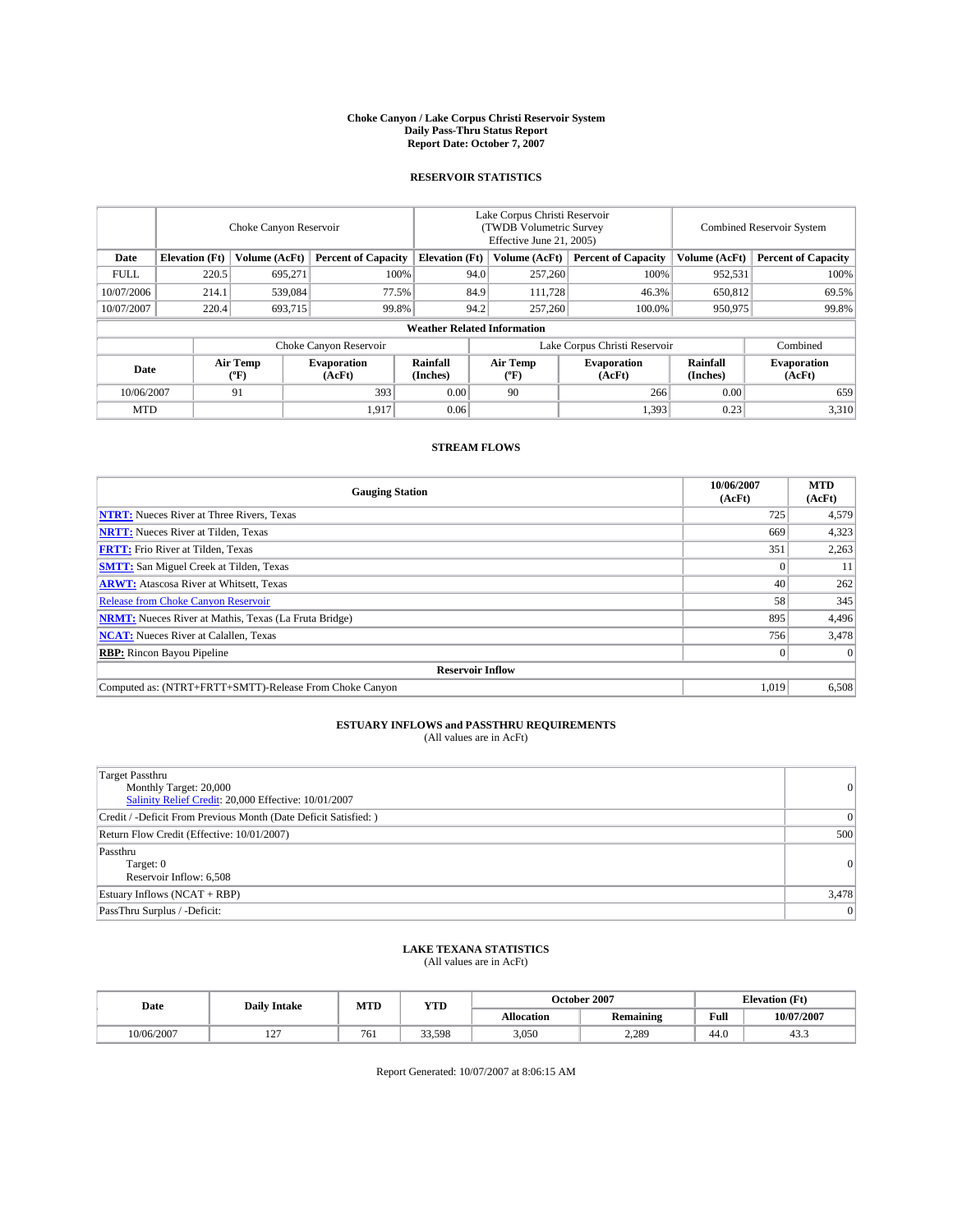**Choke Canyon / Lake Corpus Christi Reservoir System**
**Daily Pass-Thru Status Report**
**Report Date: October 7, 2007**

## RESERVOIR STATISTICS

| | Choke Canyon Reservoir | | | Lake Corpus Christi Reservoir (TWDB Volumetric Survey Effective June 21, 2005) | | | Combined Reservoir System | |
|---|---|---|---|---|---|---|---|---|
| **Date** | **Elevation (Ft)** | **Volume (AcFt)** | **Percent of Capacity** | **Elevation (Ft)** | **Volume (AcFt)** | **Percent of Capacity** | **Volume (AcFt)** | **Percent of Capacity** |
| FULL | 220.5 | 695,271 | 100% | 94.0 | 257,260 | 100% | 952,531 | 100% |
| 10/07/2006 | 214.1 | 539,084 | 77.5% | 84.9 | 111,728 | 46.3% | 650,812 | 69.5% |
| 10/07/2007 | 220.4 | 693,715 | 99.8% | 94.2 | 257,260 | 100.0% | 950,975 | 99.8% |

**Weather Related Information**

| | Choke Canyon Reservoir | | | Lake Corpus Christi Reservoir | | | Combined |
|---|---|---|---|---|---|---|---|
| **Date** | **Air Temp (°F)** | **Evaporation (AcFt)** | **Rainfall (Inches)** | **Air Temp (°F)** | **Evaporation (AcFt)** | **Rainfall (Inches)** | **Evaporation (AcFt)** |
| 10/06/2007 | 91 | 393 | 0.00 | 90 | 266 | 0.00 | 659 |
| MTD | | 1,917 | 0.06 | | 1,393 | 0.23 | 3,310 |

## STREAM FLOWS

| Gauging Station | 10/06/2007 (AcFt) | MTD (AcFt) |
|---|---|---|
| **NTRT:** Nueces River at Three Rivers, Texas | 725 | 4,579 |
| **NRTT:** Nueces River at Tilden, Texas | 669 | 4,323 |
| **FRTT:** Frio River at Tilden, Texas | 351 | 2,263 |
| **SMTT:** San Miguel Creek at Tilden, Texas | 0 | 11 |
| **ARWT:** Atascosa River at Whitsett, Texas | 40 | 262 |
| Release from Choke Canyon Reservoir | 58 | 345 |
| **NRMT:** Nueces River at Mathis, Texas (La Fruta Bridge) | 895 | 4,496 |
| **NCAT:** Nueces River at Calallen, Texas | 756 | 3,478 |
| **RBP:** Rincon Bayou Pipeline | 0 | 0 |
| **Reservoir Inflow** | | |
| Computed as: (NTRT+FRTT+SMTT)-Release From Choke Canyon | 1,019 | 6,508 |

## ESTUARY INFLOWS and PASSTHRU REQUIREMENTS
(All values are in AcFt)

| | |
|---|---|
| Target Passthru<br>Monthly Target: 20,000<br>Salinity Relief Credit: 20,000 Effective: 10/01/2007 | 0 |
| Credit / -Deficit From Previous Month (Date Deficit Satisfied: ) | 0 |
| Return Flow Credit (Effective: 10/01/2007) | 500 |
| Passthru<br>Target: 0<br>Reservoir Inflow: 6,508 | 0 |
| Estuary Inflows (NCAT + RBP) | 3,478 |
| PassThru Surplus / -Deficit: | 0 |

## LAKE TEXANA STATISTICS
(All values are in AcFt)

| Date | Daily Intake | MTD | YTD | October 2007 | | Elevation (Ft) | |
|---|---|---|---|---|---|---|---|
| | | | | **Allocation** | **Remaining** | **Full** | **10/07/2007** |
| 10/06/2007 | 127 | 761 | 33,598 | 3,050 | 2,289 | 44.0 | 43.3 |

Report Generated: 10/07/2007 at 8:06:15 AM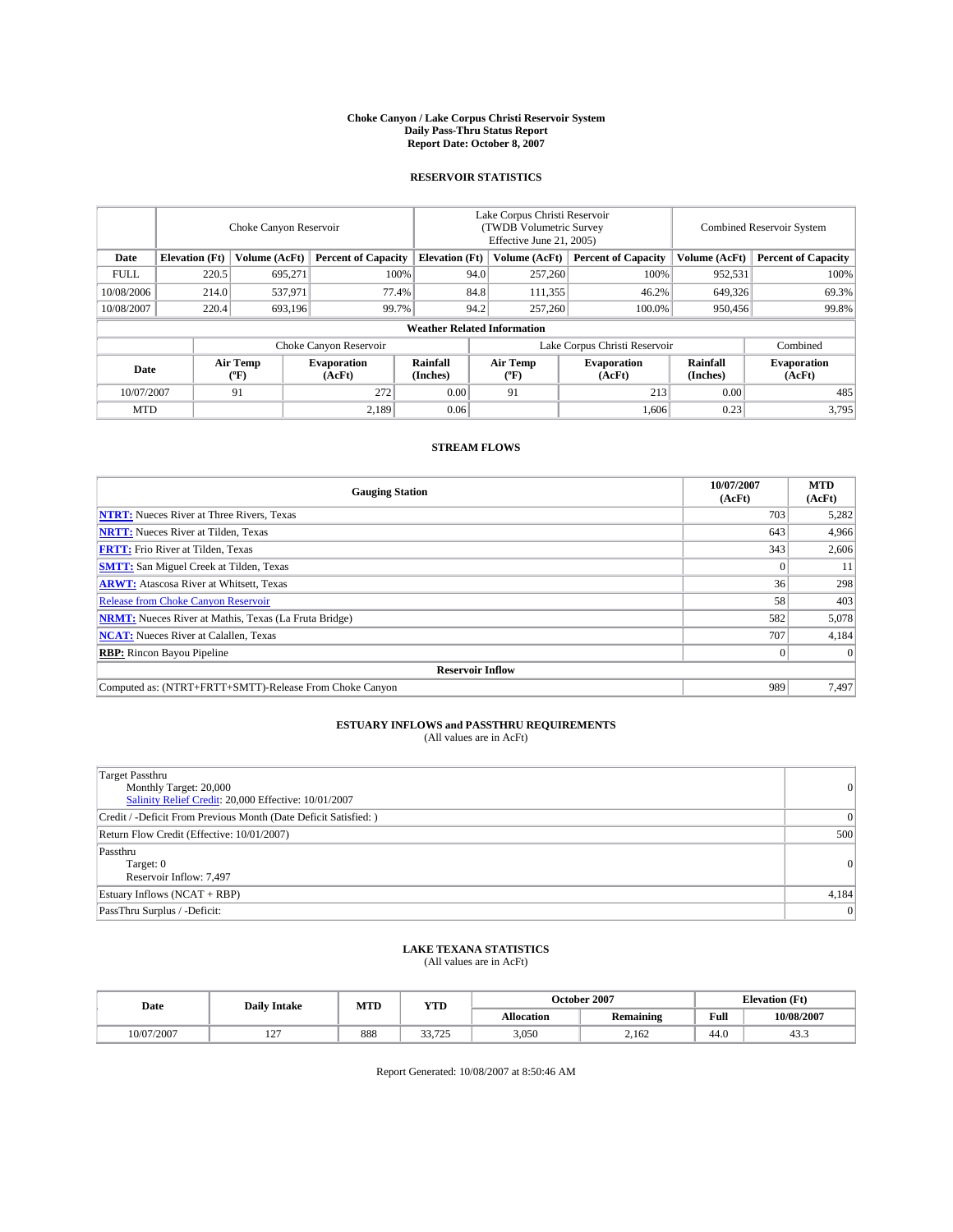# Choke Canyon / Lake Corpus Christi Reservoir System
## Daily Pass-Thru Status Report
### Report Date: October 8, 2007

## RESERVOIR STATISTICS

| | Choke Canyon Reservoir | | | Lake Corpus Christi Reservoir (TWDB Volumetric Survey Effective June 21, 2005) | | | Combined Reservoir System | |
|---|---|---|---|---|---|---|---|---|
| **Date** | **Elevation (Ft)** | **Volume (AcFt)** | **Percent of Capacity** | **Elevation (Ft)** | **Volume (AcFt)** | **Percent of Capacity** | **Volume (AcFt)** | **Percent of Capacity** |
| FULL | 220.5 | 695,271 | 100% | 94.0 | 257,260 | 100% | 952,531 | 100% |
| 10/08/2006 | 214.0 | 537,971 | 77.4% | 84.8 | 111,355 | 46.2% | 649,326 | 69.3% |
| 10/08/2007 | 220.4 | 693,196 | 99.7% | 94.2 | 257,260 | 100.0% | 950,456 | 99.8% |

**Weather Related Information**

| | Choke Canyon Reservoir | | | Lake Corpus Christi Reservoir | | | Combined |
|---|---|---|---|---|---|---|---|
| **Date** | **Air Temp (°F)** | **Evaporation (AcFt)** | **Rainfall (Inches)** | **Air Temp (°F)** | **Evaporation (AcFt)** | **Rainfall (Inches)** | **Evaporation (AcFt)** |
| 10/07/2007 | 91 | 272 | 0.00 | 91 | 213 | 0.00 | 485 |
| MTD | | 2,189 | 0.06 | | 1,606 | 0.23 | 3,795 |

## STREAM FLOWS

| Gauging Station | 10/07/2007 (AcFt) | MTD (AcFt) |
|---|---|---|
| **NTRT:** Nueces River at Three Rivers, Texas | 703 | 5,282 |
| **NRTT:** Nueces River at Tilden, Texas | 643 | 4,966 |
| **FRTT:** Frio River at Tilden, Texas | 343 | 2,606 |
| **SMTT:** San Miguel Creek at Tilden, Texas | 0 | 11 |
| **ARWT:** Atascosa River at Whitsett, Texas | 36 | 298 |
| Release from Choke Canyon Reservoir | 58 | 403 |
| **NRMT:** Nueces River at Mathis, Texas (La Fruta Bridge) | 582 | 5,078 |
| **NCAT:** Nueces River at Calallen, Texas | 707 | 4,184 |
| **RBP:** Rincon Bayou Pipeline | 0 | 0 |
| **Reservoir Inflow** | | |
| Computed as: (NTRT+FRTT+SMTT)-Release From Choke Canyon | 989 | 7,497 |

## ESTUARY INFLOWS and PASSTHRU REQUIREMENTS
(All values are in AcFt)

| | |
|---|---|
| Target Passthru<br>Monthly Target: 20,000<br>Salinity Relief Credit: 20,000 Effective: 10/01/2007 | 0 |
| Credit / -Deficit From Previous Month (Date Deficit Satisfied: ) | 0 |
| Return Flow Credit (Effective: 10/01/2007) | 500 |
| Passthru<br>Target: 0<br>Reservoir Inflow: 7,497 | 0 |
| Estuary Inflows (NCAT + RBP) | 4,184 |
| PassThru Surplus / -Deficit: | 0 |

## LAKE TEXANA STATISTICS
(All values are in AcFt)

| Date | Daily Intake | MTD | YTD | October 2007 | | Elevation (Ft) | |
|---|---|---|---|---|---|---|---|
| | | | | **Allocation** | **Remaining** | **Full** | **10/08/2007** |
| 10/07/2007 | 127 | 888 | 33,725 | 3,050 | 2,162 | 44.0 | 43.3 |

Report Generated: 10/08/2007 at 8:50:46 AM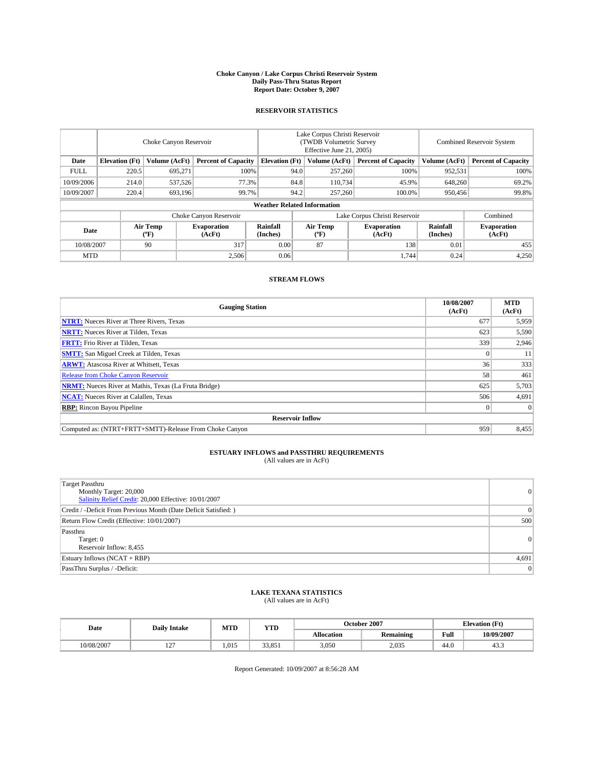# Choke Canyon / Lake Corpus Christi Reservoir System
## Daily Pass-Thru Status Report
### Report Date: October 9, 2007

## RESERVOIR STATISTICS

| | Choke Canyon Reservoir | | | Lake Corpus Christi Reservoir (TWDB Volumetric Survey Effective June 21, 2005) | | | Combined Reservoir System | |
|---|---|---|---|---|---|---|---|---|
| Date | Elevation (Ft) | Volume (AcFt) | Percent of Capacity | Elevation (Ft) | Volume (AcFt) | Percent of Capacity | Volume (AcFt) | Percent of Capacity |
| FULL | 220.5 | 695,271 | 100% | 94.0 | 257,260 | 100% | 952,531 | 100% |
| 10/09/2006 | 214.0 | 537,526 | 77.3% | 84.8 | 110,734 | 45.9% | 648,260 | 69.2% |
| 10/09/2007 | 220.4 | 693,196 | 99.7% | 94.2 | 257,260 | 100.0% | 950,456 | 99.8% |

**Weather Related Information**

| | Choke Canyon Reservoir | | | Lake Corpus Christi Reservoir | | | Combined |
|---|---|---|---|---|---|---|---|
| Date | Air Temp (ºF) | Evaporation (AcFt) | Rainfall (Inches) | Air Temp (ºF) | Evaporation (AcFt) | Rainfall (Inches) | Evaporation (AcFt) |
| 10/08/2007 | 90 | 317 | 0.00 | 87 | 138 | 0.01 | 455 |
| MTD | | 2,506 | 0.06 | | 1,744 | 0.24 | 4,250 |

## STREAM FLOWS

| Gauging Station | 10/08/2007 (AcFt) | MTD (AcFt) |
|---|---|---|
| **NTRT:** Nueces River at Three Rivers, Texas | 677 | 5,959 |
| **NRTT:** Nueces River at Tilden, Texas | 623 | 5,590 |
| **FRTT:** Frio River at Tilden, Texas | 339 | 2,946 |
| **SMTT:** San Miguel Creek at Tilden, Texas | 0 | 11 |
| **ARWT:** Atascosa River at Whitsett, Texas | 36 | 333 |
| Release from Choke Canyon Reservoir | 58 | 461 |
| **NRMT:** Nueces River at Mathis, Texas (La Fruta Bridge) | 625 | 5,703 |
| **NCAT:** Nueces River at Calallen, Texas | 506 | 4,691 |
| **RBP:** Rincon Bayou Pipeline | 0 | 0 |
| **Reservoir Inflow** | | |
| Computed as: (NTRT+FRTT+SMTT)-Release From Choke Canyon | 959 | 8,455 |

## ESTUARY INFLOWS and PASSTHRU REQUIREMENTS
(All values are in AcFt)

| | |
|---|---|
| Target Passthru<br>Monthly Target: 20,000<br>Salinity Relief Credit: 20,000 Effective: 10/01/2007 | 0 |
| Credit / -Deficit From Previous Month (Date Deficit Satisfied: ) | 0 |
| Return Flow Credit (Effective: 10/01/2007) | 500 |
| Passthru<br>Target: 0<br>Reservoir Inflow: 8,455 | 0 |
| Estuary Inflows (NCAT + RBP) | 4,691 |
| PassThru Surplus / -Deficit: | 0 |

## LAKE TEXANA STATISTICS
(All values are in AcFt)

| Date | Daily Intake | MTD | YTD | October 2007 | | Elevation (Ft) | |
|---|---|---|---|---|---|---|---|
| | | | | Allocation | Remaining | Full | 10/09/2007 |
| 10/08/2007 | 127 | 1,015 | 33,851 | 3,050 | 2,035 | 44.0 | 43.3 |

Report Generated: 10/09/2007 at 8:56:28 AM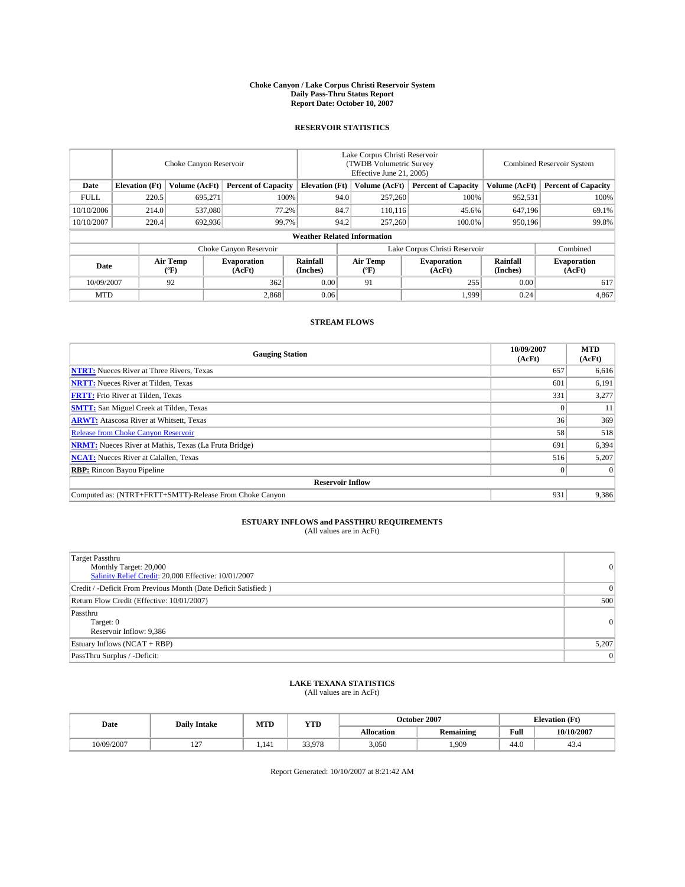# Choke Canyon / Lake Corpus Christi Reservoir System
## Daily Pass-Thru Status Report
## Report Date: October 10, 2007

### RESERVOIR STATISTICS

| | Choke Canyon Reservoir | | | Lake Corpus Christi Reservoir (TWDB Volumetric Survey Effective June 21, 2005) | | | Combined Reservoir System | |
|---|---|---|---|---|---|---|---|---|
| Date | Elevation (Ft) | Volume (AcFt) | Percent of Capacity | Elevation (Ft) | Volume (AcFt) | Percent of Capacity | Volume (AcFt) | Percent of Capacity |
| FULL | 220.5 | 695,271 | 100% | 94.0 | 257,260 | 100% | 952,531 | 100% |
| 10/10/2006 | 214.0 | 537,080 | 77.2% | 84.7 | 110,116 | 45.6% | 647,196 | 69.1% |
| 10/10/2007 | 220.4 | 692,936 | 99.7% | 94.2 | 257,260 | 100.0% | 950,196 | 99.8% |

**Weather Related Information**

| | Choke Canyon Reservoir | | | Lake Corpus Christi Reservoir | | | Combined |
|---|---|---|---|---|---|---|---|
| Date | Air Temp (ºF) | Evaporation (AcFt) | Rainfall (Inches) | Air Temp (ºF) | Evaporation (AcFt) | Rainfall (Inches) | Evaporation (AcFt) |
| 10/09/2007 | 92 | 362 | 0.00 | 91 | 255 | 0.00 | 617 |
| MTD | | 2,868 | 0.06 | | 1,999 | 0.24 | 4,867 |

### STREAM FLOWS

| Gauging Station | 10/09/2007 (AcFt) | MTD (AcFt) |
|---|---|---|
| **NTRT:** Nueces River at Three Rivers, Texas | 657 | 6,616 |
| **NRTT:** Nueces River at Tilden, Texas | 601 | 6,191 |
| **FRTT:** Frio River at Tilden, Texas | 331 | 3,277 |
| **SMTT:** San Miguel Creek at Tilden, Texas | 0 | 11 |
| **ARWT:** Atascosa River at Whitsett, Texas | 36 | 369 |
| Release from Choke Canyon Reservoir | 58 | 518 |
| **NRMT:** Nueces River at Mathis, Texas (La Fruta Bridge) | 691 | 6,394 |
| **NCAT:** Nueces River at Calallen, Texas | 516 | 5,207 |
| **RBP:** Rincon Bayou Pipeline | 0 | 0 |
| **Reservoir Inflow** | | |
| Computed as: (NTRT+FRTT+SMTT)-Release From Choke Canyon | 931 | 9,386 |

### ESTUARY INFLOWS and PASSTHRU REQUIREMENTS
(All values are in AcFt)

| | |
|---|---|
| Target Passthru<br>Monthly Target: 20,000<br>Salinity Relief Credit: 20,000 Effective: 10/01/2007 | 0 |
| Credit / -Deficit From Previous Month (Date Deficit Satisfied: ) | 0 |
| Return Flow Credit (Effective: 10/01/2007) | 500 |
| Passthru<br>Target: 0<br>Reservoir Inflow: 9,386 | 0 |
| Estuary Inflows (NCAT + RBP) | 5,207 |
| PassThru Surplus / -Deficit: | 0 |

### LAKE TEXANA STATISTICS
(All values are in AcFt)

| Date | Daily Intake | MTD | YTD | October 2007 | | Elevation (Ft) | |
|---|---|---|---|---|---|---|---|
| | | | | Allocation | Remaining | Full | 10/10/2007 |
| 10/09/2007 | 127 | 1,141 | 33,978 | 3,050 | 1,909 | 44.0 | 43.4 |

Report Generated: 10/10/2007 at 8:21:42 AM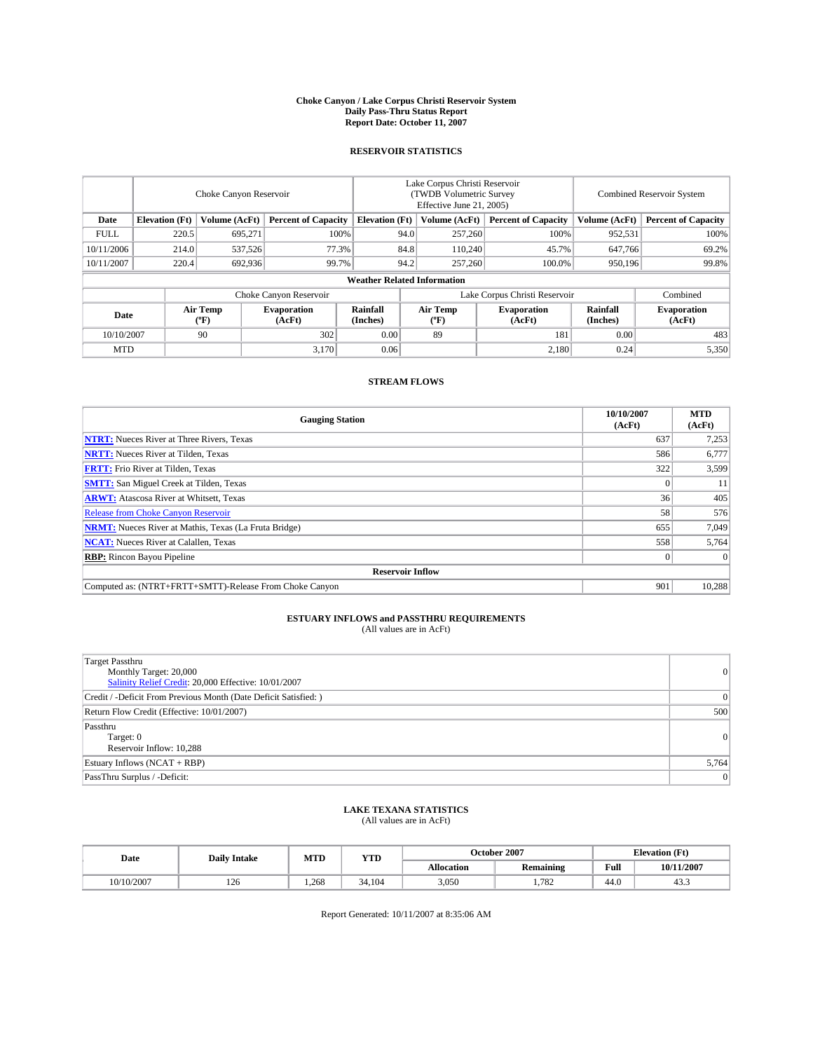# Choke Canyon / Lake Corpus Christi Reservoir System
## Daily Pass-Thru Status Report
### Report Date: October 11, 2007

## RESERVOIR STATISTICS

| | Choke Canyon Reservoir | | | Lake Corpus Christi Reservoir (TWDB Volumetric Survey Effective June 21, 2005) | | | Combined Reservoir System | |
|---|---|---|---|---|---|---|---|---|
| Date | Elevation (Ft) | Volume (AcFt) | Percent of Capacity | Elevation (Ft) | Volume (AcFt) | Percent of Capacity | Volume (AcFt) | Percent of Capacity |
| FULL | 220.5 | 695,271 | 100% | 94.0 | 257,260 | 100% | 952,531 | 100% |
| 10/11/2006 | 214.0 | 537,526 | 77.3% | 84.8 | 110,240 | 45.7% | 647,766 | 69.2% |
| 10/11/2007 | 220.4 | 692,936 | 99.7% | 94.2 | 257,260 | 100.0% | 950,196 | 99.8% |

**Weather Related Information**

| | Choke Canyon Reservoir | | | Lake Corpus Christi Reservoir | | | Combined |
|---|---|---|---|---|---|---|---|
| Date | Air Temp (°F) | Evaporation (AcFt) | Rainfall (Inches) | Air Temp (°F) | Evaporation (AcFt) | Rainfall (Inches) | Evaporation (AcFt) |
| 10/10/2007 | 90 | 302 | 0.00 | 89 | 181 | 0.00 | 483 |
| MTD | | 3,170 | 0.06 | | 2,180 | 0.24 | 5,350 |

## STREAM FLOWS

| Gauging Station | 10/10/2007 (AcFt) | MTD (AcFt) |
|---|---|---|
| **NTRT:** Nueces River at Three Rivers, Texas | 637 | 7,253 |
| **NRTT:** Nueces River at Tilden, Texas | 586 | 6,777 |
| **FRTT:** Frio River at Tilden, Texas | 322 | 3,599 |
| **SMTT:** San Miguel Creek at Tilden, Texas | 0 | 11 |
| **ARWT:** Atascosa River at Whitsett, Texas | 36 | 405 |
| Release from Choke Canyon Reservoir | 58 | 576 |
| **NRMT:** Nueces River at Mathis, Texas (La Fruta Bridge) | 655 | 7,049 |
| **NCAT:** Nueces River at Calallen, Texas | 558 | 5,764 |
| **RBP:** Rincon Bayou Pipeline | 0 | 0 |
| **Reservoir Inflow** | | |
| Computed as: (NTRT+FRTT+SMTT)-Release From Choke Canyon | 901 | 10,288 |

## ESTUARY INFLOWS and PASSTHRU REQUIREMENTS
(All values are in AcFt)

| | |
|---|---|
| Target Passthru<br>Monthly Target: 20,000<br>Salinity Relief Credit: 20,000 Effective: 10/01/2007 | 0 |
| Credit / -Deficit From Previous Month (Date Deficit Satisfied: ) | 0 |
| Return Flow Credit (Effective: 10/01/2007) | 500 |
| Passthru<br>Target: 0<br>Reservoir Inflow: 10,288 | 0 |
| Estuary Inflows (NCAT + RBP) | 5,764 |
| PassThru Surplus / -Deficit: | 0 |

## LAKE TEXANA STATISTICS
(All values are in AcFt)

| Date | Daily Intake | MTD | YTD | October 2007 | | Elevation (Ft) | |
|---|---|---|---|---|---|---|---|
| | | | | Allocation | Remaining | Full | 10/11/2007 |
| 10/10/2007 | 126 | 1,268 | 34,104 | 3,050 | 1,782 | 44.0 | 43.3 |

Report Generated: 10/11/2007 at 8:35:06 AM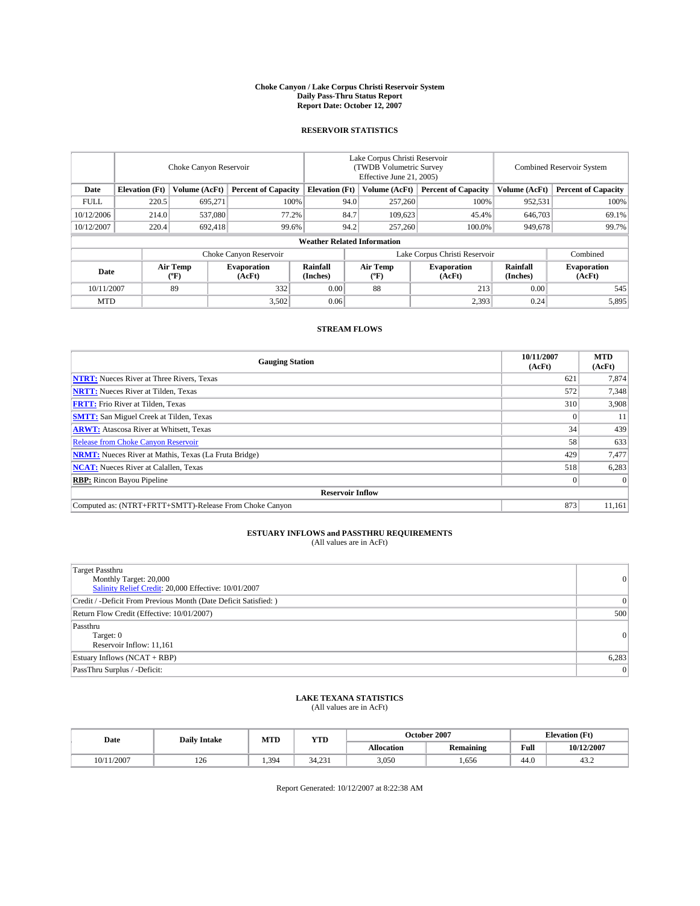# Choke Canyon / Lake Corpus Christi Reservoir System
## Daily Pass-Thru Status Report
### Report Date: October 12, 2007

## RESERVOIR STATISTICS

| | Choke Canyon Reservoir | | | Lake Corpus Christi Reservoir (TWDB Volumetric Survey Effective June 21, 2005) | | | Combined Reservoir System | |
|---|---|---|---|---|---|---|---|---|
| Date | Elevation (Ft) | Volume (AcFt) | Percent of Capacity | Elevation (Ft) | Volume (AcFt) | Percent of Capacity | Volume (AcFt) | Percent of Capacity |
| FULL | 220.5 | 695,271 | 100% | 94.0 | 257,260 | 100% | 952,531 | 100% |
| 10/12/2006 | 214.0 | 537,080 | 77.2% | 84.7 | 109,623 | 45.4% | 646,703 | 69.1% |
| 10/12/2007 | 220.4 | 692,418 | 99.6% | 94.2 | 257,260 | 100.0% | 949,678 | 99.7% |

**Weather Related Information**

| | Choke Canyon Reservoir | | | Lake Corpus Christi Reservoir | | | Combined |
|---|---|---|---|---|---|---|---|
| Date | Air Temp (ºF) | Evaporation (AcFt) | Rainfall (Inches) | Air Temp (ºF) | Evaporation (AcFt) | Rainfall (Inches) | Evaporation (AcFt) |
| 10/11/2007 | 89 | 332 | 0.00 | 88 | 213 | 0.00 | 545 |
| MTD | | 3,502 | 0.06 | | 2,393 | 0.24 | 5,895 |

## STREAM FLOWS

| Gauging Station | 10/11/2007 (AcFt) | MTD (AcFt) |
|---|---|---|
| **NTRT:** Nueces River at Three Rivers, Texas | 621 | 7,874 |
| **NRTT:** Nueces River at Tilden, Texas | 572 | 7,348 |
| **FRTT:** Frio River at Tilden, Texas | 310 | 3,908 |
| **SMTT:** San Miguel Creek at Tilden, Texas | 0 | 11 |
| **ARWT:** Atascosa River at Whitsett, Texas | 34 | 439 |
| Release from Choke Canyon Reservoir | 58 | 633 |
| **NRMT:** Nueces River at Mathis, Texas (La Fruta Bridge) | 429 | 7,477 |
| **NCAT:** Nueces River at Calallen, Texas | 518 | 6,283 |
| **RBP:** Rincon Bayou Pipeline | 0 | 0 |
| **Reservoir Inflow** | | |
| Computed as: (NTRT+FRTT+SMTT)-Release From Choke Canyon | 873 | 11,161 |

## ESTUARY INFLOWS and PASSTHRU REQUIREMENTS
(All values are in AcFt)

| | |
|---|---|
| Target Passthru<br>Monthly Target: 20,000<br>Salinity Relief Credit: 20,000 Effective: 10/01/2007 | 0 |
| Credit / -Deficit From Previous Month (Date Deficit Satisfied: ) | 0 |
| Return Flow Credit (Effective: 10/01/2007) | 500 |
| Passthru<br>Target: 0<br>Reservoir Inflow: 11,161 | 0 |
| Estuary Inflows (NCAT + RBP) | 6,283 |
| PassThru Surplus / -Deficit: | 0 |

## LAKE TEXANA STATISTICS
(All values are in AcFt)

| Date | Daily Intake | MTD | YTD | October 2007 | | Elevation (Ft) | |
|---|---|---|---|---|---|---|---|
| | | | | Allocation | Remaining | Full | 10/12/2007 |
| 10/11/2007 | 126 | 1,394 | 34,231 | 3,050 | 1,656 | 44.0 | 43.2 |

Report Generated: 10/12/2007 at 8:22:38 AM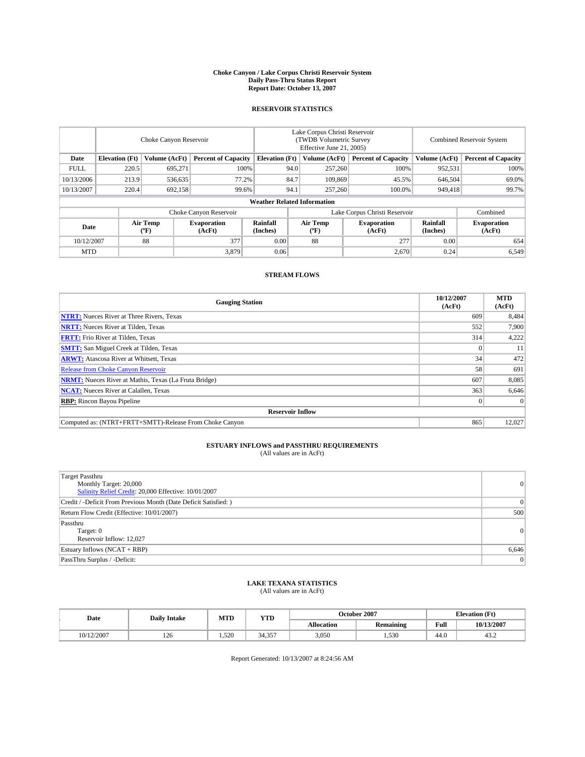# Choke Canyon / Lake Corpus Christi Reservoir System
## Daily Pass-Thru Status Report
## Report Date: October 13, 2007

### RESERVOIR STATISTICS

| | Choke Canyon Reservoir | | | Lake Corpus Christi Reservoir (TWDB Volumetric Survey Effective June 21, 2005) | | | Combined Reservoir System | |
|---|---|---|---|---|---|---|---|---|
| **Date** | **Elevation (Ft)** | **Volume (AcFt)** | **Percent of Capacity** | **Elevation (Ft)** | **Volume (AcFt)** | **Percent of Capacity** | **Volume (AcFt)** | **Percent of Capacity** |
| FULL | 220.5 | 695,271 | 100% | 94.0 | 257,260 | 100% | 952,531 | 100% |
| 10/13/2006 | 213.9 | 536,635 | 77.2% | 84.7 | 109,869 | 45.5% | 646,504 | 69.0% |
| 10/13/2007 | 220.4 | 692,158 | 99.6% | 94.1 | 257,260 | 100.0% | 949,418 | 99.7% |

**Weather Related Information**

| | Choke Canyon Reservoir | | | Lake Corpus Christi Reservoir | | | Combined |
|---|---|---|---|---|---|---|---|
| **Date** | **Air Temp (ºF)** | **Evaporation (AcFt)** | **Rainfall (Inches)** | **Air Temp (ºF)** | **Evaporation (AcFt)** | **Rainfall (Inches)** | **Evaporation (AcFt)** |
| 10/12/2007 | 88 | 377 | 0.00 | 88 | 277 | 0.00 | 654 |
| MTD | | 3,879 | 0.06 | | 2,670 | 0.24 | 6,549 |

### STREAM FLOWS

| Gauging Station | 10/12/2007 (AcFt) | MTD (AcFt) |
|---|---|---|
| **NTRT:** Nueces River at Three Rivers, Texas | 609 | 8,484 |
| **NRTT:** Nueces River at Tilden, Texas | 552 | 7,900 |
| **FRTT:** Frio River at Tilden, Texas | 314 | 4,222 |
| **SMTT:** San Miguel Creek at Tilden, Texas | 0 | 11 |
| **ARWT:** Atascosa River at Whitsett, Texas | 34 | 472 |
| Release from Choke Canyon Reservoir | 58 | 691 |
| **NRMT:** Nueces River at Mathis, Texas (La Fruta Bridge) | 607 | 8,085 |
| **NCAT:** Nueces River at Calallen, Texas | 363 | 6,646 |
| **RBP:** Rincon Bayou Pipeline | 0 | 0 |
| **Reservoir Inflow** | | |
| Computed as: (NTRT+FRTT+SMTT)-Release From Choke Canyon | 865 | 12,027 |

### ESTUARY INFLOWS and PASSTHRU REQUIREMENTS
(All values are in AcFt)

| | |
|---|---|
| Target Passthru<br>Monthly Target: 20,000<br>Salinity Relief Credit: 20,000 Effective: 10/01/2007 | 0 |
| Credit / -Deficit From Previous Month (Date Deficit Satisfied: ) | 0 |
| Return Flow Credit (Effective: 10/01/2007) | 500 |
| Passthru<br>Target: 0<br>Reservoir Inflow: 12,027 | 0 |
| Estuary Inflows (NCAT + RBP) | 6,646 |
| PassThru Surplus / -Deficit: | 0 |

### LAKE TEXANA STATISTICS
(All values are in AcFt)

| Date | Daily Intake | MTD | YTD | October 2007 | | Elevation (Ft) | |
|---|---|---|---|---|---|---|---|
| | | | | **Allocation** | **Remaining** | **Full** | **10/13/2007** |
| 10/12/2007 | 126 | 1,520 | 34,357 | 3,050 | 1,530 | 44.0 | 43.2 |

Report Generated: 10/13/2007 at 8:24:56 AM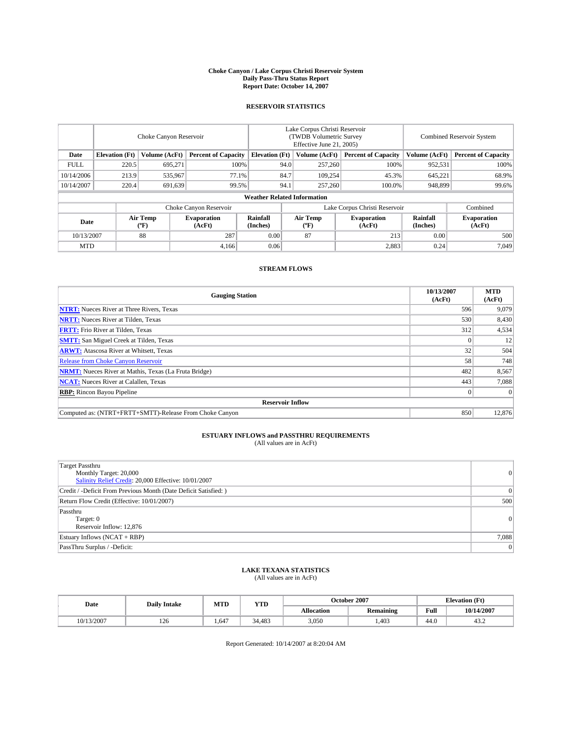# Choke Canyon / Lake Corpus Christi Reservoir System
## Daily Pass-Thru Status Report
### Report Date: October 14, 2007

## RESERVOIR STATISTICS

| | Choke Canyon Reservoir | | | Lake Corpus Christi Reservoir (TWDB Volumetric Survey Effective June 21, 2005) | | | Combined Reservoir System | |
|---|---|---|---|---|---|---|---|---|
| Date | Elevation (Ft) | Volume (AcFt) | Percent of Capacity | Elevation (Ft) | Volume (AcFt) | Percent of Capacity | Volume (AcFt) | Percent of Capacity |
| FULL | 220.5 | 695,271 | 100% | 94.0 | 257,260 | 100% | 952,531 | 100% |
| 10/14/2006 | 213.9 | 535,967 | 77.1% | 84.7 | 109,254 | 45.3% | 645,221 | 68.9% |
| 10/14/2007 | 220.4 | 691,639 | 99.5% | 94.1 | 257,260 | 100.0% | 948,899 | 99.6% |

**Weather Related Information**

| | Choke Canyon Reservoir | | | Lake Corpus Christi Reservoir | | | Combined |
|---|---|---|---|---|---|---|---|
| Date | Air Temp (°F) | Evaporation (AcFt) | Rainfall (Inches) | Air Temp (°F) | Evaporation (AcFt) | Rainfall (Inches) | Evaporation (AcFt) |
| 10/13/2007 | 88 | 287 | 0.00 | 87 | 213 | 0.00 | 500 |
| MTD | | 4,166 | 0.06 | | 2,883 | 0.24 | 7,049 |

## STREAM FLOWS

| Gauging Station | 10/13/2007 (AcFt) | MTD (AcFt) |
|---|---|---|
| **NTRT:** Nueces River at Three Rivers, Texas | 596 | 9,079 |
| **NRTT:** Nueces River at Tilden, Texas | 530 | 8,430 |
| **FRTT:** Frio River at Tilden, Texas | 312 | 4,534 |
| **SMTT:** San Miguel Creek at Tilden, Texas | 0 | 12 |
| **ARWT:** Atascosa River at Whitsett, Texas | 32 | 504 |
| Release from Choke Canyon Reservoir | 58 | 748 |
| **NRMT:** Nueces River at Mathis, Texas (La Fruta Bridge) | 482 | 8,567 |
| **NCAT:** Nueces River at Calallen, Texas | 443 | 7,088 |
| **RBP:** Rincon Bayou Pipeline | 0 | 0 |
| **Reservoir Inflow** | | |
| Computed as: (NTRT+FRTT+SMTT)-Release From Choke Canyon | 850 | 12,876 |

## ESTUARY INFLOWS and PASSTHRU REQUIREMENTS
(All values are in AcFt)

| | |
|---|---|
| Target Passthru<br>Monthly Target: 20,000<br>Salinity Relief Credit: 20,000 Effective: 10/01/2007 | 0 |
| Credit / -Deficit From Previous Month (Date Deficit Satisfied: ) | 0 |
| Return Flow Credit (Effective: 10/01/2007) | 500 |
| Passthru<br>Target: 0<br>Reservoir Inflow: 12,876 | 0 |
| Estuary Inflows (NCAT + RBP) | 7,088 |
| PassThru Surplus / -Deficit: | 0 |

## LAKE TEXANA STATISTICS
(All values are in AcFt)

| Date | Daily Intake | MTD | YTD | October 2007 | | Elevation (Ft) | |
|---|---|---|---|---|---|---|---|
| | | | | Allocation | Remaining | Full | 10/14/2007 |
| 10/13/2007 | 126 | 1,647 | 34,483 | 3,050 | 1,403 | 44.0 | 43.2 |

Report Generated: 10/14/2007 at 8:20:04 AM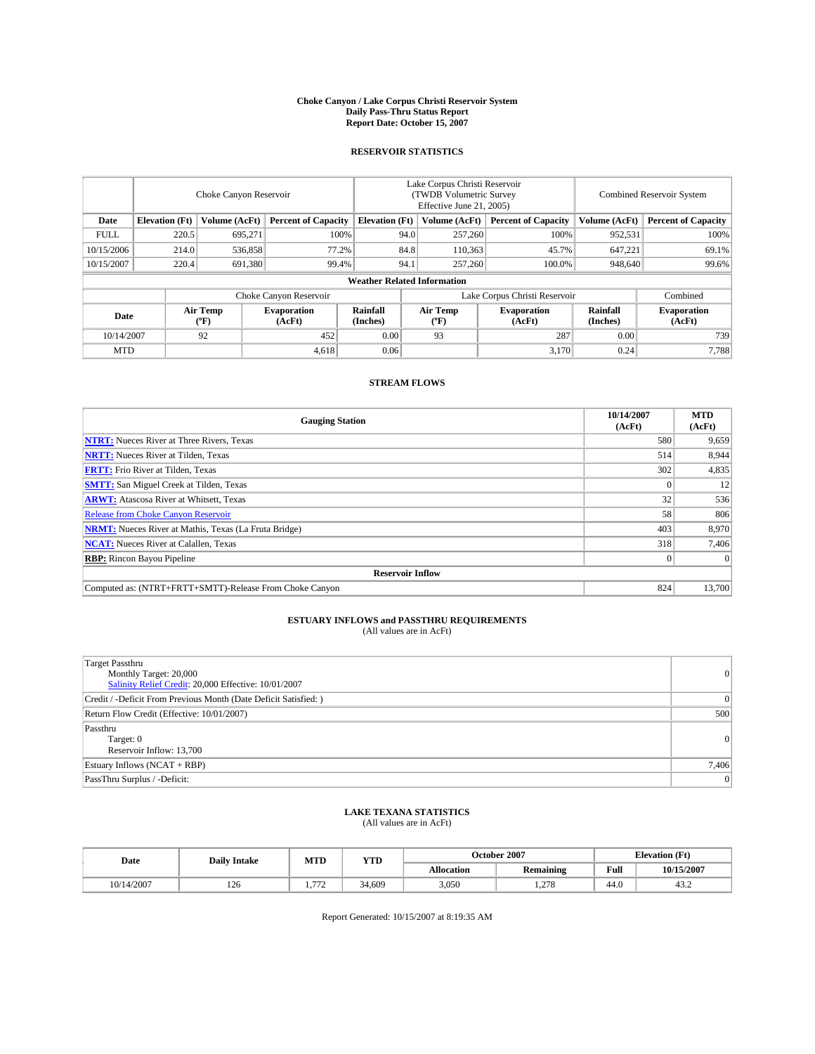# Choke Canyon / Lake Corpus Christi Reservoir System
## Daily Pass-Thru Status Report
### Report Date: October 15, 2007

## RESERVOIR STATISTICS

| | Choke Canyon Reservoir | | | Lake Corpus Christi Reservoir (TWDB Volumetric Survey Effective June 21, 2005) | | | Combined Reservoir System | |
|---|---|---|---|---|---|---|---|---|
| Date | Elevation (Ft) | Volume (AcFt) | Percent of Capacity | Elevation (Ft) | Volume (AcFt) | Percent of Capacity | Volume (AcFt) | Percent of Capacity |
| FULL | 220.5 | 695,271 | 100% | 94.0 | 257,260 | 100% | 952,531 | 100% |
| 10/15/2006 | 214.0 | 536,858 | 77.2% | 84.8 | 110,363 | 45.7% | 647,221 | 69.1% |
| 10/15/2007 | 220.4 | 691,380 | 99.4% | 94.1 | 257,260 | 100.0% | 948,640 | 99.6% |

### Weather Related Information

| | Choke Canyon Reservoir | | | Lake Corpus Christi Reservoir | | | Combined |
|---|---|---|---|---|---|---|---|
| Date | Air Temp (ºF) | Evaporation (AcFt) | Rainfall (Inches) | Air Temp (ºF) | Evaporation (AcFt) | Rainfall (Inches) | Evaporation (AcFt) |
| 10/14/2007 | 92 | 452 | 0.00 | 93 | 287 | 0.00 | 739 |
| MTD | | 4,618 | 0.06 | | 3,170 | 0.24 | 7,788 |

## STREAM FLOWS

| Gauging Station | 10/14/2007 (AcFt) | MTD (AcFt) |
|---|---|---|
| **NTRT:** Nueces River at Three Rivers, Texas | 580 | 9,659 |
| **NRTT:** Nueces River at Tilden, Texas | 514 | 8,944 |
| **FRTT:** Frio River at Tilden, Texas | 302 | 4,835 |
| **SMTT:** San Miguel Creek at Tilden, Texas | 0 | 12 |
| **ARWT:** Atascosa River at Whitsett, Texas | 32 | 536 |
| Release from Choke Canyon Reservoir | 58 | 806 |
| **NRMT:** Nueces River at Mathis, Texas (La Fruta Bridge) | 403 | 8,970 |
| **NCAT:** Nueces River at Calallen, Texas | 318 | 7,406 |
| **RBP:** Rincon Bayou Pipeline | 0 | 0 |
| **Reservoir Inflow** | | |
| Computed as: (NTRT+FRTT+SMTT)-Release From Choke Canyon | 824 | 13,700 |

## ESTUARY INFLOWS and PASSTHRU REQUIREMENTS
(All values are in AcFt)

| | |
|---|---|
| Target Passthru<br>Monthly Target: 20,000<br>Salinity Relief Credit: 20,000 Effective: 10/01/2007 | 0 |
| Credit / -Deficit From Previous Month (Date Deficit Satisfied: ) | 0 |
| Return Flow Credit (Effective: 10/01/2007) | 500 |
| Passthru<br>Target: 0<br>Reservoir Inflow: 13,700 | 0 |
| Estuary Inflows (NCAT + RBP) | 7,406 |
| PassThru Surplus / -Deficit: | 0 |

## LAKE TEXANA STATISTICS
(All values are in AcFt)

| Date | Daily Intake | MTD | YTD | October 2007 | | Elevation (Ft) | |
|---|---|---|---|---|---|---|---|
| | | | | Allocation | Remaining | Full | 10/15/2007 |
| 10/14/2007 | 126 | 1,772 | 34,609 | 3,050 | 1,278 | 44.0 | 43.2 |

Report Generated: 10/15/2007 at 8:19:35 AM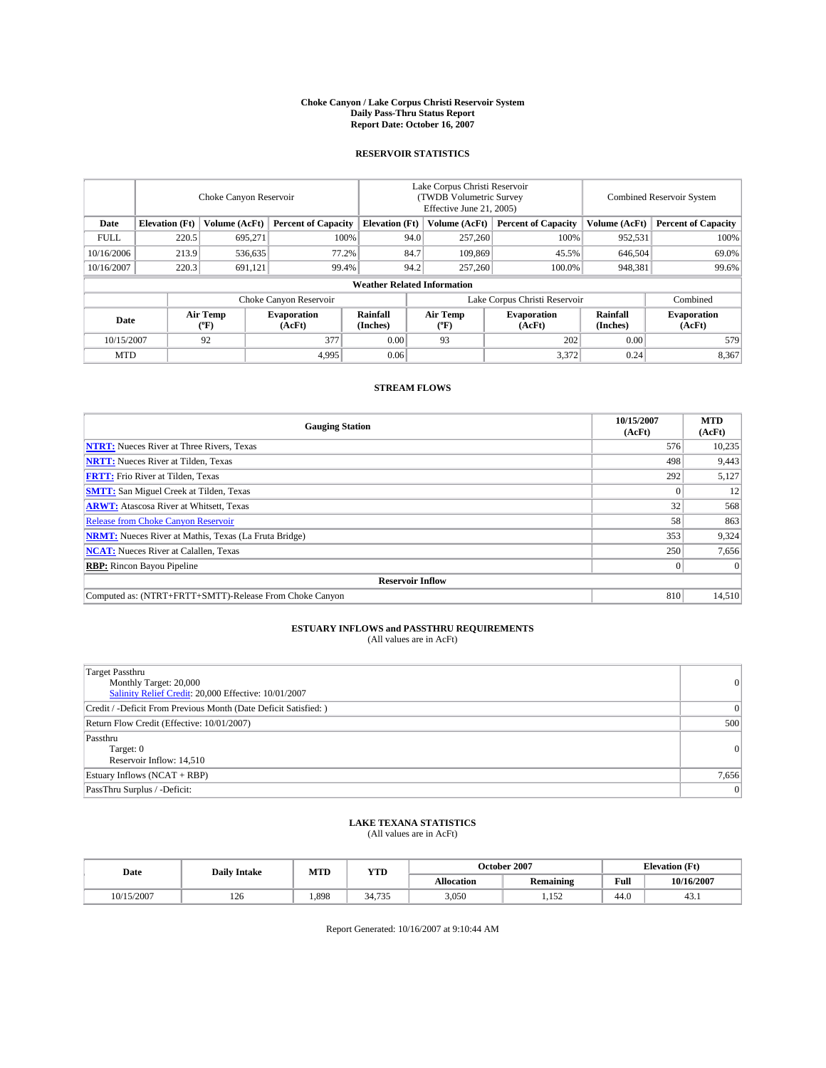# Choke Canyon / Lake Corpus Christi Reservoir System
## Daily Pass-Thru Status Report
## Report Date: October 16, 2007

### RESERVOIR STATISTICS

| | Choke Canyon Reservoir | | | Lake Corpus Christi Reservoir (TWDB Volumetric Survey Effective June 21, 2005) | | | Combined Reservoir System | |
|---|---|---|---|---|---|---|---|---|
| Date | Elevation (Ft) | Volume (AcFt) | Percent of Capacity | Elevation (Ft) | Volume (AcFt) | Percent of Capacity | Volume (AcFt) | Percent of Capacity |
| FULL | 220.5 | 695,271 | 100% | 94.0 | 257,260 | 100% | 952,531 | 100% |
| 10/16/2006 | 213.9 | 536,635 | 77.2% | 84.7 | 109,869 | 45.5% | 646,504 | 69.0% |
| 10/16/2007 | 220.3 | 691,121 | 99.4% | 94.2 | 257,260 | 100.0% | 948,381 | 99.6% |

**Weather Related Information**

| | Choke Canyon Reservoir | | | Lake Corpus Christi Reservoir | | | Combined |
|---|---|---|---|---|---|---|---|
| Date | Air Temp (°F) | Evaporation (AcFt) | Rainfall (Inches) | Air Temp (°F) | Evaporation (AcFt) | Rainfall (Inches) | Evaporation (AcFt) |
| 10/15/2007 | 92 | 377 | 0.00 | 93 | 202 | 0.00 | 579 |
| MTD | | 4,995 | 0.06 | | 3,372 | 0.24 | 8,367 |

### STREAM FLOWS

| Gauging Station | 10/15/2007 (AcFt) | MTD (AcFt) |
|---|---|---|
| **NTRT:** Nueces River at Three Rivers, Texas | 576 | 10,235 |
| **NRTT:** Nueces River at Tilden, Texas | 498 | 9,443 |
| **FRTT:** Frio River at Tilden, Texas | 292 | 5,127 |
| **SMTT:** San Miguel Creek at Tilden, Texas | 0 | 12 |
| **ARWT:** Atascosa River at Whitsett, Texas | 32 | 568 |
| Release from Choke Canyon Reservoir | 58 | 863 |
| **NRMT:** Nueces River at Mathis, Texas (La Fruta Bridge) | 353 | 9,324 |
| **NCAT:** Nueces River at Calallen, Texas | 250 | 7,656 |
| **RBP:** Rincon Bayou Pipeline | 0 | 0 |
| **Reservoir Inflow** | | |
| Computed as: (NTRT+FRTT+SMTT)-Release From Choke Canyon | 810 | 14,510 |

### ESTUARY INFLOWS and PASSTHRU REQUIREMENTS
(All values are in AcFt)

| | |
|---|---|
| Target Passthru<br>Monthly Target: 20,000<br>Salinity Relief Credit: 20,000 Effective: 10/01/2007 | 0 |
| Credit / -Deficit From Previous Month (Date Deficit Satisfied: ) | 0 |
| Return Flow Credit (Effective: 10/01/2007) | 500 |
| Passthru<br>Target: 0<br>Reservoir Inflow: 14,510 | 0 |
| Estuary Inflows (NCAT + RBP) | 7,656 |
| PassThru Surplus / -Deficit: | 0 |

### LAKE TEXANA STATISTICS
(All values are in AcFt)

| Date | Daily Intake | MTD | YTD | October 2007 | | Elevation (Ft) | |
|---|---|---|---|---|---|---|---|
| | | | | Allocation | Remaining | Full | 10/16/2007 |
| 10/15/2007 | 126 | 1,898 | 34,735 | 3,050 | 1,152 | 44.0 | 43.1 |

Report Generated: 10/16/2007 at 9:10:44 AM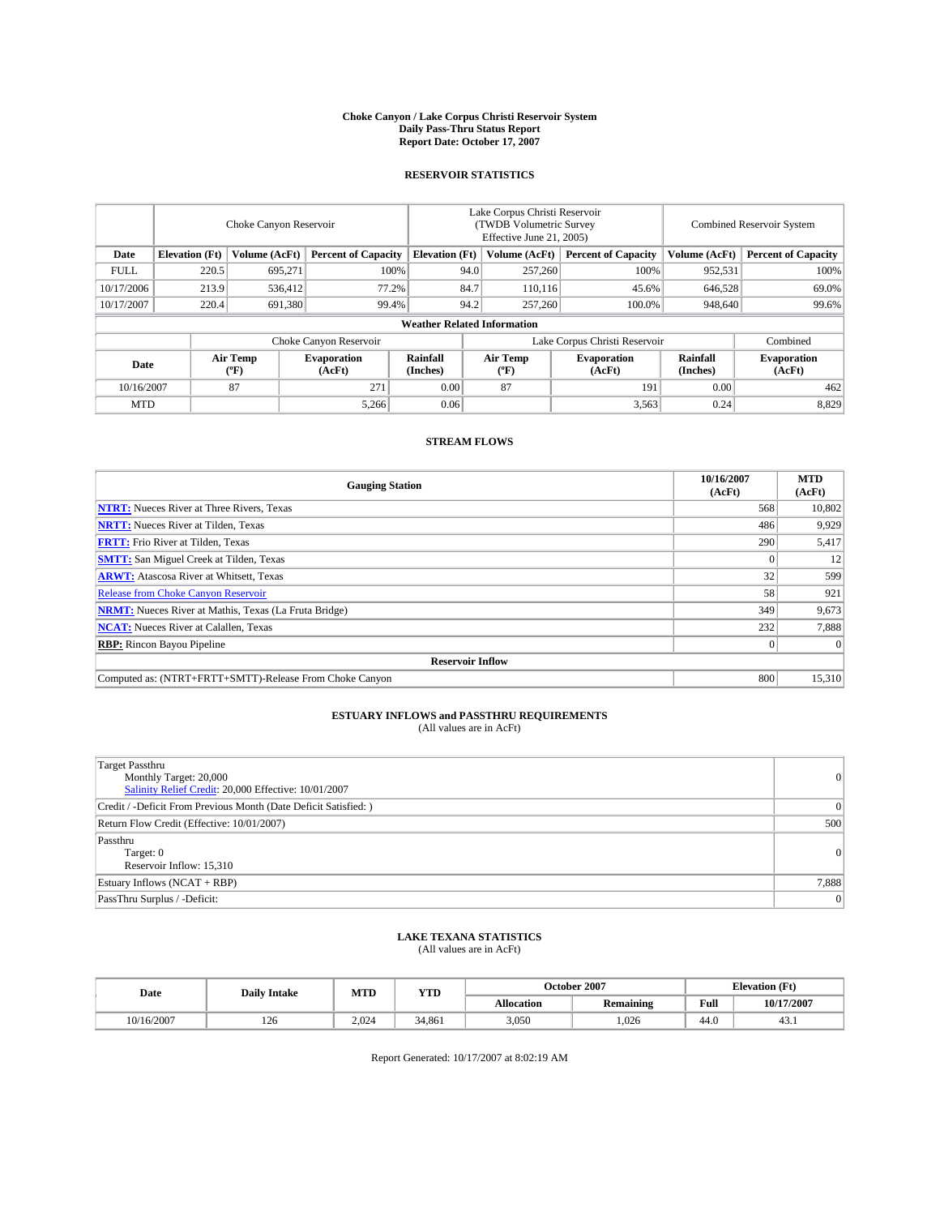# Choke Canyon / Lake Corpus Christi Reservoir System
## Daily Pass-Thru Status Report
### Report Date: October 17, 2007

## RESERVOIR STATISTICS

| | Choke Canyon Reservoir | | | Lake Corpus Christi Reservoir (TWDB Volumetric Survey Effective June 21, 2005) | | | Combined Reservoir System | |
|---|---|---|---|---|---|---|---|---|
| Date | Elevation (Ft) | Volume (AcFt) | Percent of Capacity | Elevation (Ft) | Volume (AcFt) | Percent of Capacity | Volume (AcFt) | Percent of Capacity |
| FULL | 220.5 | 695,271 | 100% | 94.0 | 257,260 | 100% | 952,531 | 100% |
| 10/17/2006 | 213.9 | 536,412 | 77.2% | 84.7 | 110,116 | 45.6% | 646,528 | 69.0% |
| 10/17/2007 | 220.4 | 691,380 | 99.4% | 94.2 | 257,260 | 100.0% | 948,640 | 99.6% |

### Weather Related Information

| | Choke Canyon Reservoir | | | Lake Corpus Christi Reservoir | | | Combined |
|---|---|---|---|---|---|---|---|
| Date | Air Temp (°F) | Evaporation (AcFt) | Rainfall (Inches) | Air Temp (°F) | Evaporation (AcFt) | Rainfall (Inches) | Evaporation (AcFt) |
| 10/16/2007 | 87 | 271 | 0.00 | 87 | 191 | 0.00 | 462 |
| MTD | | 5,266 | 0.06 | | 3,563 | 0.24 | 8,829 |

## STREAM FLOWS

| Gauging Station | 10/16/2007 (AcFt) | MTD (AcFt) |
|---|---|---|
| **NTRT:** Nueces River at Three Rivers, Texas | 568 | 10,802 |
| **NRTT:** Nueces River at Tilden, Texas | 486 | 9,929 |
| **FRTT:** Frio River at Tilden, Texas | 290 | 5,417 |
| **SMTT:** San Miguel Creek at Tilden, Texas | 0 | 12 |
| **ARWT:** Atascosa River at Whitsett, Texas | 32 | 599 |
| Release from Choke Canyon Reservoir | 58 | 921 |
| **NRMT:** Nueces River at Mathis, Texas (La Fruta Bridge) | 349 | 9,673 |
| **NCAT:** Nueces River at Calallen, Texas | 232 | 7,888 |
| **RBP:** Rincon Bayou Pipeline | 0 | 0 |
| **Reservoir Inflow** | | |
| Computed as: (NTRT+FRTT+SMTT)-Release From Choke Canyon | 800 | 15,310 |

## ESTUARY INFLOWS and PASSTHRU REQUIREMENTS
(All values are in AcFt)

| | |
|---|---|
| Target Passthru<br>Monthly Target: 20,000<br>Salinity Relief Credit: 20,000 Effective: 10/01/2007 | 0 |
| Credit / -Deficit From Previous Month (Date Deficit Satisfied: ) | 0 |
| Return Flow Credit (Effective: 10/01/2007) | 500 |
| Passthru<br>Target: 0<br>Reservoir Inflow: 15,310 | 0 |
| Estuary Inflows (NCAT + RBP) | 7,888 |
| PassThru Surplus / -Deficit: | 0 |

## LAKE TEXANA STATISTICS
(All values are in AcFt)

| Date | Daily Intake | MTD | YTD | October 2007 | | Elevation (Ft) | |
|---|---|---|---|---|---|---|---|
| | | | | Allocation | Remaining | Full | 10/17/2007 |
| 10/16/2007 | 126 | 2,024 | 34,861 | 3,050 | 1,026 | 44.0 | 43.1 |

Report Generated: 10/17/2007 at 8:02:19 AM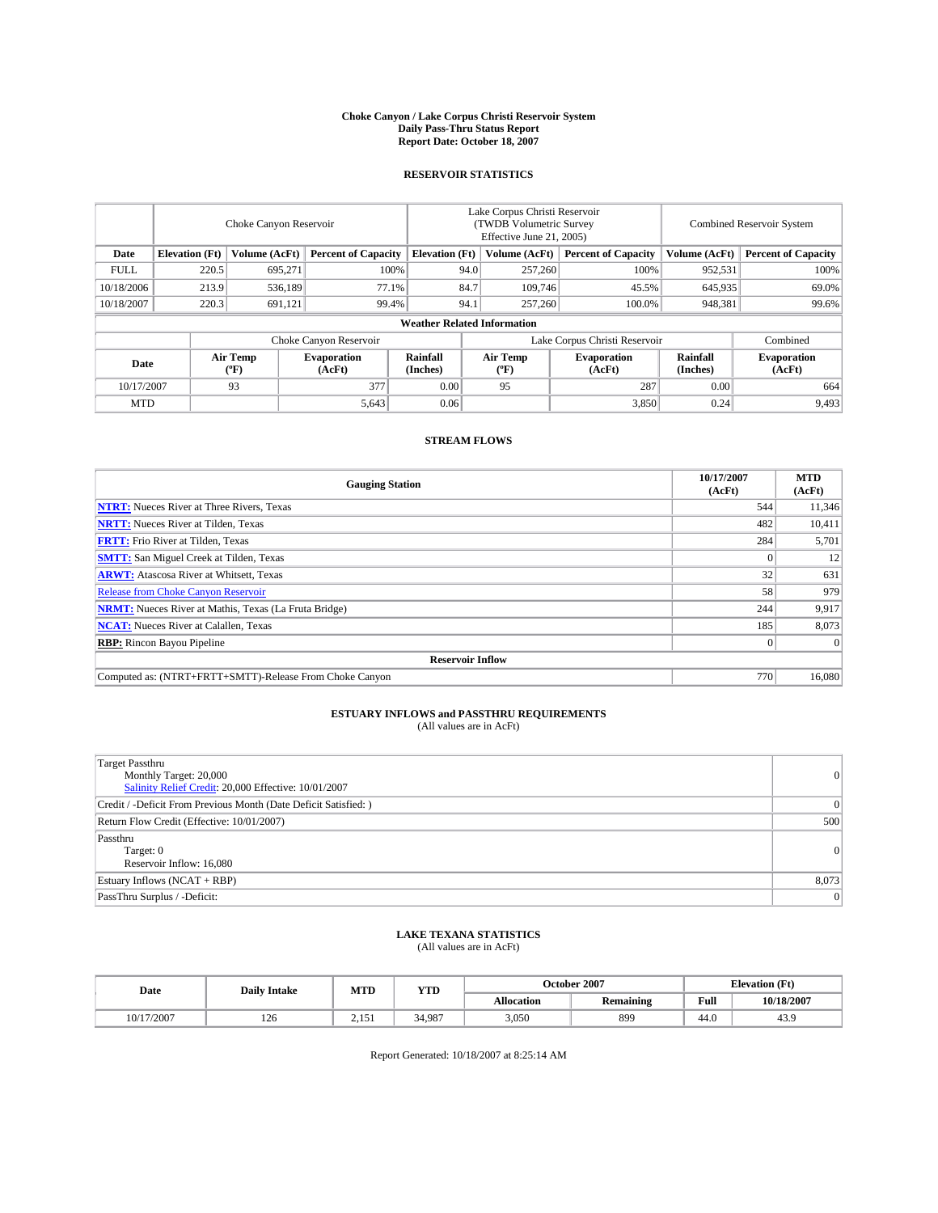# Choke Canyon / Lake Corpus Christi Reservoir System
## Daily Pass-Thru Status Report
### Report Date: October 18, 2007

## RESERVOIR STATISTICS

| | Choke Canyon Reservoir | | | Lake Corpus Christi Reservoir (TWDB Volumetric Survey Effective June 21, 2005) | | | Combined Reservoir System | |
|---|---|---|---|---|---|---|---|---|
| Date | Elevation (Ft) | Volume (AcFt) | Percent of Capacity | Elevation (Ft) | Volume (AcFt) | Percent of Capacity | Volume (AcFt) | Percent of Capacity |
| FULL | 220.5 | 695,271 | 100% | 94.0 | 257,260 | 100% | 952,531 | 100% |
| 10/18/2006 | 213.9 | 536,189 | 77.1% | 84.7 | 109,746 | 45.5% | 645,935 | 69.0% |
| 10/18/2007 | 220.3 | 691,121 | 99.4% | 94.1 | 257,260 | 100.0% | 948,381 | 99.6% |

**Weather Related Information**

| | Choke Canyon Reservoir | | | Lake Corpus Christi Reservoir | | | Combined |
|---|---|---|---|---|---|---|---|
| Date | Air Temp (°F) | Evaporation (AcFt) | Rainfall (Inches) | Air Temp (°F) | Evaporation (AcFt) | Rainfall (Inches) | Evaporation (AcFt) |
| 10/17/2007 | 93 | 377 | 0.00 | 95 | 287 | 0.00 | 664 |
| MTD | | 5,643 | 0.06 | | 3,850 | 0.24 | 9,493 |

## STREAM FLOWS

| Gauging Station | 10/17/2007 (AcFt) | MTD (AcFt) |
|---|---|---|
| **NTRT:** Nueces River at Three Rivers, Texas | 544 | 11,346 |
| **NRTT:** Nueces River at Tilden, Texas | 482 | 10,411 |
| **FRTT:** Frio River at Tilden, Texas | 284 | 5,701 |
| **SMTT:** San Miguel Creek at Tilden, Texas | 0 | 12 |
| **ARWT:** Atascosa River at Whitsett, Texas | 32 | 631 |
| Release from Choke Canyon Reservoir | 58 | 979 |
| **NRMT:** Nueces River at Mathis, Texas (La Fruta Bridge) | 244 | 9,917 |
| **NCAT:** Nueces River at Calallen, Texas | 185 | 8,073 |
| **RBP:** Rincon Bayou Pipeline | 0 | 0 |
| **Reservoir Inflow** | | |
| Computed as: (NTRT+FRTT+SMTT)-Release From Choke Canyon | 770 | 16,080 |

## ESTUARY INFLOWS and PASSTHRU REQUIREMENTS
(All values are in AcFt)

| | |
|---|---|
| Target Passthru<br>Monthly Target: 20,000<br>Salinity Relief Credit: 20,000 Effective: 10/01/2007 | 0 |
| Credit / -Deficit From Previous Month (Date Deficit Satisfied: ) | 0 |
| Return Flow Credit (Effective: 10/01/2007) | 500 |
| Passthru<br>Target: 0<br>Reservoir Inflow: 16,080 | 0 |
| Estuary Inflows (NCAT + RBP) | 8,073 |
| PassThru Surplus / -Deficit: | 0 |

## LAKE TEXANA STATISTICS
(All values are in AcFt)

| Date | Daily Intake | MTD | YTD | October 2007 | | Elevation (Ft) | |
|---|---|---|---|---|---|---|---|
| | | | | Allocation | Remaining | Full | 10/18/2007 |
| 10/17/2007 | 126 | 2,151 | 34,987 | 3,050 | 899 | 44.0 | 43.9 |

Report Generated: 10/18/2007 at 8:25:14 AM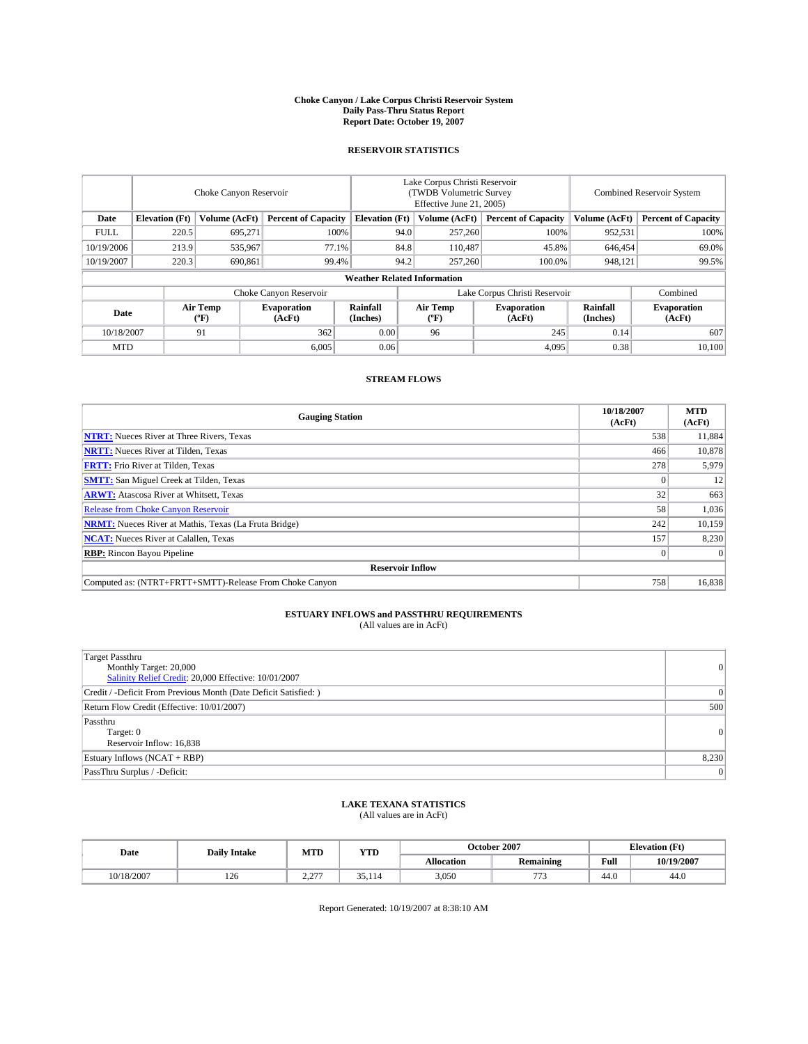# Choke Canyon / Lake Corpus Christi Reservoir System
## Daily Pass-Thru Status Report
### Report Date: October 19, 2007

## RESERVOIR STATISTICS

| | Choke Canyon Reservoir | | | Lake Corpus Christi Reservoir (TWDB Volumetric Survey Effective June 21, 2005) | | | Combined Reservoir System | |
|---|---|---|---|---|---|---|---|---|
| Date | Elevation (Ft) | Volume (AcFt) | Percent of Capacity | Elevation (Ft) | Volume (AcFt) | Percent of Capacity | Volume (AcFt) | Percent of Capacity |
| FULL | 220.5 | 695,271 | 100% | 94.0 | 257,260 | 100% | 952,531 | 100% |
| 10/19/2006 | 213.9 | 535,967 | 77.1% | 84.8 | 110,487 | 45.8% | 646,454 | 69.0% |
| 10/19/2007 | 220.3 | 690,861 | 99.4% | 94.2 | 257,260 | 100.0% | 948,121 | 99.5% |

### Weather Related Information

| | Choke Canyon Reservoir | | | Lake Corpus Christi Reservoir | | | Combined |
|---|---|---|---|---|---|---|---|
| Date | Air Temp (°F) | Evaporation (AcFt) | Rainfall (Inches) | Air Temp (°F) | Evaporation (AcFt) | Rainfall (Inches) | Evaporation (AcFt) |
| 10/18/2007 | 91 | 362 | 0.00 | 96 | 245 | 0.14 | 607 |
| MTD | | 6,005 | 0.06 | | 4,095 | 0.38 | 10,100 |

## STREAM FLOWS

| Gauging Station | 10/18/2007 (AcFt) | MTD (AcFt) |
|---|---|---|
| NTRT: Nueces River at Three Rivers, Texas | 538 | 11,884 |
| NRTT: Nueces River at Tilden, Texas | 466 | 10,878 |
| FRTT: Frio River at Tilden, Texas | 278 | 5,979 |
| SMTT: San Miguel Creek at Tilden, Texas | 0 | 12 |
| ARWT: Atascosa River at Whitsett, Texas | 32 | 663 |
| Release from Choke Canyon Reservoir | 58 | 1,036 |
| NRMT: Nueces River at Mathis, Texas (La Fruta Bridge) | 242 | 10,159 |
| NCAT: Nueces River at Calallen, Texas | 157 | 8,230 |
| RBP: Rincon Bayou Pipeline | 0 | 0 |
| **Reservoir Inflow** | | |
| Computed as: (NTRT+FRTT+SMTT)-Release From Choke Canyon | 758 | 16,838 |

## ESTUARY INFLOWS and PASSTHRU REQUIREMENTS
(All values are in AcFt)

| | |
|---|---|
| Target Passthru<br>Monthly Target: 20,000<br>Salinity Relief Credit: 20,000 Effective: 10/01/2007 | 0 |
| Credit / -Deficit From Previous Month (Date Deficit Satisfied: ) | 0 |
| Return Flow Credit (Effective: 10/01/2007) | 500 |
| Passthru<br>Target: 0<br>Reservoir Inflow: 16,838 | 0 |
| Estuary Inflows (NCAT + RBP) | 8,230 |
| PassThru Surplus / -Deficit: | 0 |

## LAKE TEXANA STATISTICS
(All values are in AcFt)

| Date | Daily Intake | MTD | YTD | October 2007 | | Elevation (Ft) | |
|---|---|---|---|---|---|---|---|
| | | | | Allocation | Remaining | Full | 10/19/2007 |
| 10/18/2007 | 126 | 2,277 | 35,114 | 3,050 | 773 | 44.0 | 44.0 |

Report Generated: 10/19/2007 at 8:38:10 AM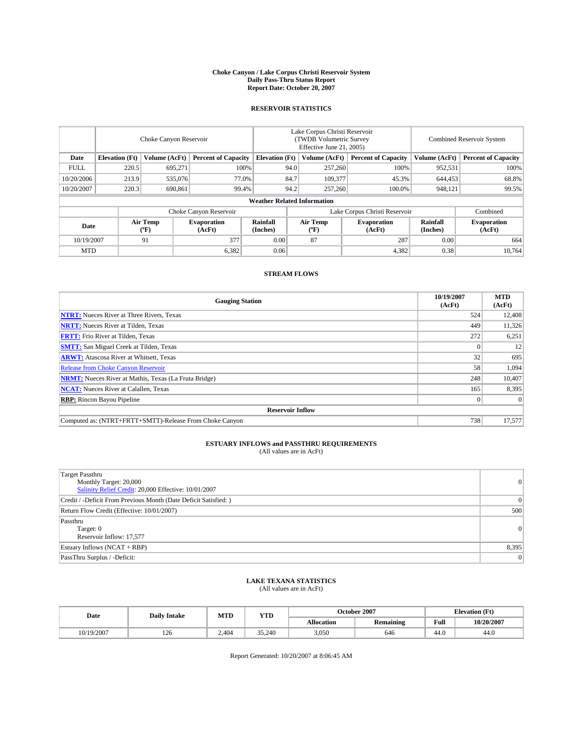# Choke Canyon / Lake Corpus Christi Reservoir System
## Daily Pass-Thru Status Report
### Report Date: October 20, 2007

## RESERVOIR STATISTICS

| | Choke Canyon Reservoir | | | Lake Corpus Christi Reservoir (TWDB Volumetric Survey Effective June 21, 2005) | | | Combined Reservoir System | |
|---|---|---|---|---|---|---|---|---|
| **Date** | **Elevation (Ft)** | **Volume (AcFt)** | **Percent of Capacity** | **Elevation (Ft)** | **Volume (AcFt)** | **Percent of Capacity** | **Volume (AcFt)** | **Percent of Capacity** |
| FULL | 220.5 | 695,271 | 100% | 94.0 | 257,260 | 100% | 952,531 | 100% |
| 10/20/2006 | 213.9 | 535,076 | 77.0% | 84.7 | 109,377 | 45.3% | 644,453 | 68.8% |
| 10/20/2007 | 220.3 | 690,861 | 99.4% | 94.2 | 257,260 | 100.0% | 948,121 | 99.5% |

**Weather Related Information**

| | Choke Canyon Reservoir | | | Lake Corpus Christi Reservoir | | | Combined |
|---|---|---|---|---|---|---|---|
| **Date** | **Air Temp (°F)** | **Evaporation (AcFt)** | **Rainfall (Inches)** | **Air Temp (°F)** | **Evaporation (AcFt)** | **Rainfall (Inches)** | **Evaporation (AcFt)** |
| 10/19/2007 | 91 | 377 | 0.00 | 87 | 287 | 0.00 | 664 |
| MTD | | 6,382 | 0.06 | | 4,382 | 0.38 | 10,764 |

## STREAM FLOWS

| Gauging Station | 10/19/2007 (AcFt) | MTD (AcFt) |
|---|---|---|
| **NTRT:** Nueces River at Three Rivers, Texas | 524 | 12,408 |
| **NRTT:** Nueces River at Tilden, Texas | 449 | 11,326 |
| **FRTT:** Frio River at Tilden, Texas | 272 | 6,251 |
| **SMTT:** San Miguel Creek at Tilden, Texas | 0 | 12 |
| **ARWT:** Atascosa River at Whitsett, Texas | 32 | 695 |
| Release from Choke Canyon Reservoir | 58 | 1,094 |
| **NRMT:** Nueces River at Mathis, Texas (La Fruta Bridge) | 248 | 10,407 |
| **NCAT:** Nueces River at Calallen, Texas | 165 | 8,395 |
| **RBP:** Rincon Bayou Pipeline | 0 | 0 |
| **Reservoir Inflow** | | |
| Computed as: (NTRT+FRTT+SMTT)-Release From Choke Canyon | 738 | 17,577 |

## ESTUARY INFLOWS and PASSTHRU REQUIREMENTS
(All values are in AcFt)

| | |
|---|---|
| Target Passthru<br>Monthly Target: 20,000<br>Salinity Relief Credit: 20,000 Effective: 10/01/2007 | 0 |
| Credit / -Deficit From Previous Month (Date Deficit Satisfied: ) | 0 |
| Return Flow Credit (Effective: 10/01/2007) | 500 |
| Passthru<br>Target: 0<br>Reservoir Inflow: 17,577 | 0 |
| Estuary Inflows (NCAT + RBP) | 8,395 |
| PassThru Surplus / -Deficit: | 0 |

## LAKE TEXANA STATISTICS
(All values are in AcFt)

| Date | Daily Intake | MTD | YTD | October 2007 | | Elevation (Ft) | |
|---|---|---|---|---|---|---|---|
| | | | | **Allocation** | **Remaining** | **Full** | **10/20/2007** |
| 10/19/2007 | 126 | 2,404 | 35,240 | 3,050 | 646 | 44.0 | 44.0 |

Report Generated: 10/20/2007 at 8:06:45 AM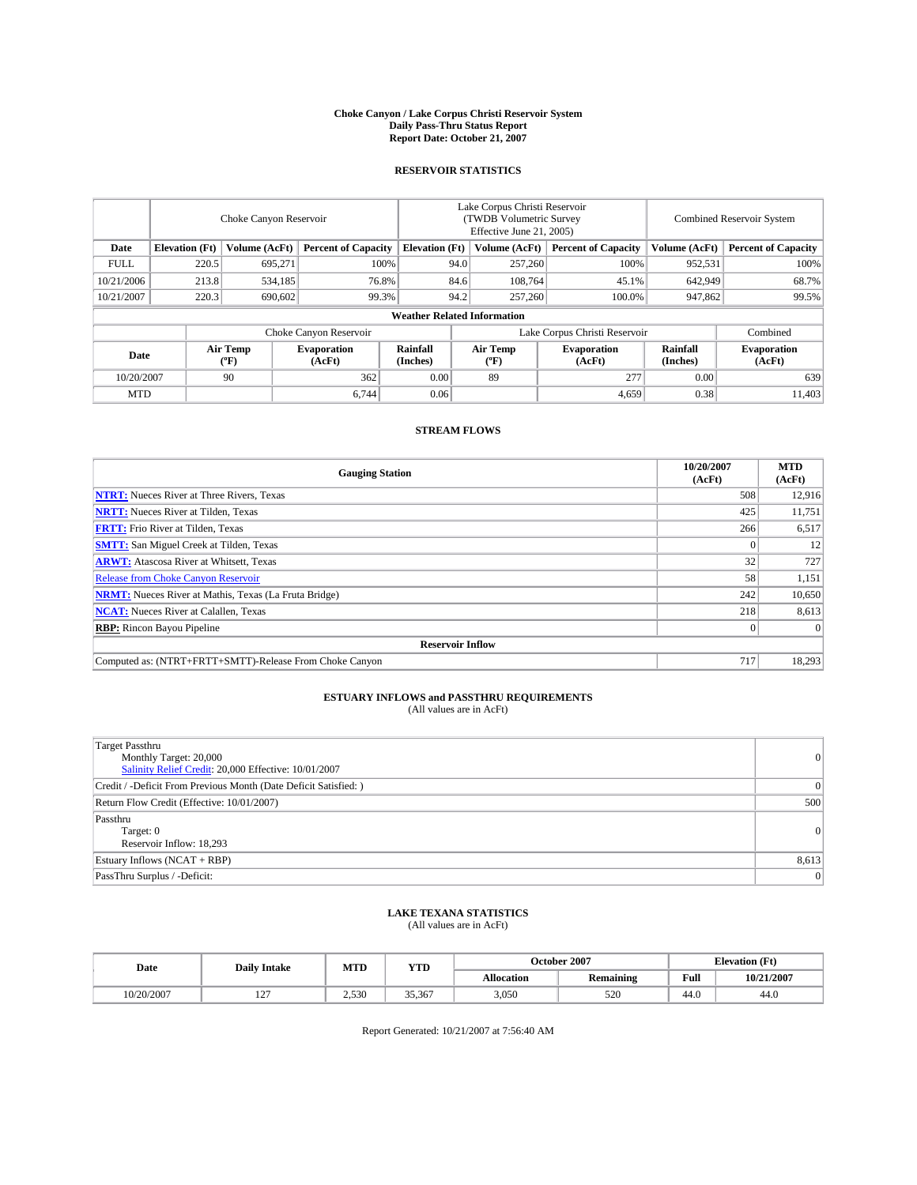# Choke Canyon / Lake Corpus Christi Reservoir System
## Daily Pass-Thru Status Report
### Report Date: October 21, 2007

## RESERVOIR STATISTICS

| | Choke Canyon Reservoir | | | Lake Corpus Christi Reservoir (TWDB Volumetric Survey Effective June 21, 2005) | | | Combined Reservoir System | |
|---|---|---|---|---|---|---|---|---|
| Date | Elevation (Ft) | Volume (AcFt) | Percent of Capacity | Elevation (Ft) | Volume (AcFt) | Percent of Capacity | Volume (AcFt) | Percent of Capacity |
| FULL | 220.5 | 695,271 | 100% | 94.0 | 257,260 | 100% | 952,531 | 100% |
| 10/21/2006 | 213.8 | 534,185 | 76.8% | 84.6 | 108,764 | 45.1% | 642,949 | 68.7% |
| 10/21/2007 | 220.3 | 690,602 | 99.3% | 94.2 | 257,260 | 100.0% | 947,862 | 99.5% |

### Weather Related Information

| | Choke Canyon Reservoir | | | Lake Corpus Christi Reservoir | | | Combined |
|---|---|---|---|---|---|---|---|
| Date | Air Temp (°F) | Evaporation (AcFt) | Rainfall (Inches) | Air Temp (°F) | Evaporation (AcFt) | Rainfall (Inches) | Evaporation (AcFt) |
| 10/20/2007 | 90 | 362 | 0.00 | 89 | 277 | 0.00 | 639 |
| MTD | | 6,744 | 0.06 | | 4,659 | 0.38 | 11,403 |

## STREAM FLOWS

| Gauging Station | 10/20/2007 (AcFt) | MTD (AcFt) |
|---|---|---|
| **NTRT:** Nueces River at Three Rivers, Texas | 508 | 12,916 |
| **NRTT:** Nueces River at Tilden, Texas | 425 | 11,751 |
| **FRTT:** Frio River at Tilden, Texas | 266 | 6,517 |
| **SMTT:** San Miguel Creek at Tilden, Texas | 0 | 12 |
| **ARWT:** Atascosa River at Whitsett, Texas | 32 | 727 |
| Release from Choke Canyon Reservoir | 58 | 1,151 |
| **NRMT:** Nueces River at Mathis, Texas (La Fruta Bridge) | 242 | 10,650 |
| **NCAT:** Nueces River at Calallen, Texas | 218 | 8,613 |
| **RBP:** Rincon Bayou Pipeline | 0 | 0 |
| **Reservoir Inflow** | | |
| Computed as: (NTRT+FRTT+SMTT)-Release From Choke Canyon | 717 | 18,293 |

## ESTUARY INFLOWS and PASSTHRU REQUIREMENTS
(All values are in AcFt)

| | |
|---|---|
| Target Passthru<br>Monthly Target: 20,000<br>Salinity Relief Credit: 20,000 Effective: 10/01/2007 | 0 |
| Credit / -Deficit From Previous Month (Date Deficit Satisfied: ) | 0 |
| Return Flow Credit (Effective: 10/01/2007) | 500 |
| Passthru<br>Target: 0<br>Reservoir Inflow: 18,293 | 0 |
| Estuary Inflows (NCAT + RBP) | 8,613 |
| PassThru Surplus / -Deficit: | 0 |

## LAKE TEXANA STATISTICS
(All values are in AcFt)

| Date | Daily Intake | MTD | YTD | October 2007 | | Elevation (Ft) | |
|---|---|---|---|---|---|---|---|
| | | | | Allocation | Remaining | Full | 10/21/2007 |
| 10/20/2007 | 127 | 2,530 | 35,367 | 3,050 | 520 | 44.0 | 44.0 |

Report Generated: 10/21/2007 at 7:56:40 AM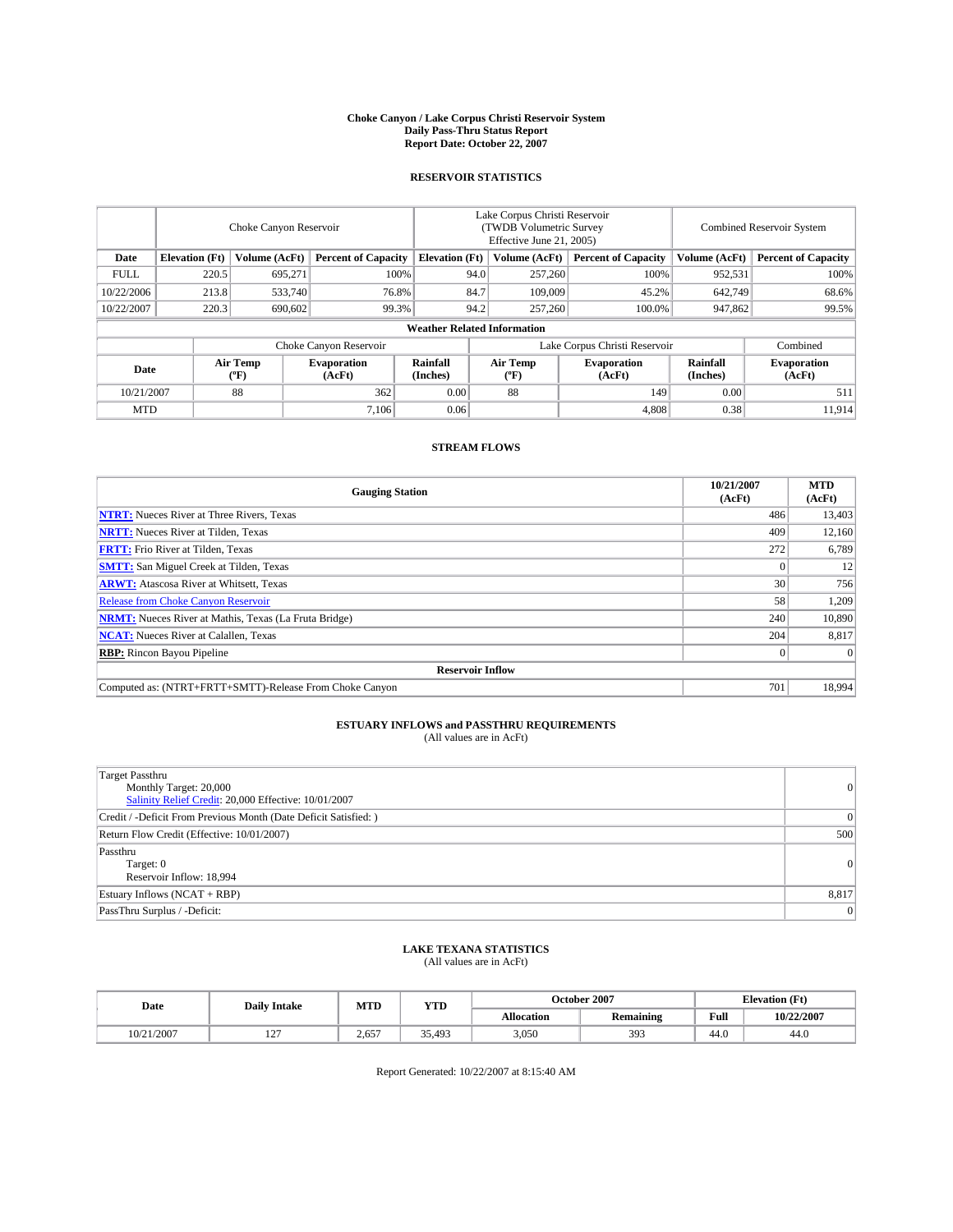# Choke Canyon / Lake Corpus Christi Reservoir System
## Daily Pass-Thru Status Report
## Report Date: October 22, 2007

### RESERVOIR STATISTICS

| | Choke Canyon Reservoir | | | Lake Corpus Christi Reservoir (TWDB Volumetric Survey Effective June 21, 2005) | | | Combined Reservoir System | |
|---|---|---|---|---|---|---|---|---|
| Date | Elevation (Ft) | Volume (AcFt) | Percent of Capacity | Elevation (Ft) | Volume (AcFt) | Percent of Capacity | Volume (AcFt) | Percent of Capacity |
| FULL | 220.5 | 695,271 | 100% | 94.0 | 257,260 | 100% | 952,531 | 100% |
| 10/22/2006 | 213.8 | 533,740 | 76.8% | 84.7 | 109,009 | 45.2% | 642,749 | 68.6% |
| 10/22/2007 | 220.3 | 690,602 | 99.3% | 94.2 | 257,260 | 100.0% | 947,862 | 99.5% |

**Weather Related Information**

| | Choke Canyon Reservoir | | | Lake Corpus Christi Reservoir | | | Combined |
|---|---|---|---|---|---|---|---|
| Date | Air Temp (ºF) | Evaporation (AcFt) | Rainfall (Inches) | Air Temp (ºF) | Evaporation (AcFt) | Rainfall (Inches) | Evaporation (AcFt) |
| 10/21/2007 | 88 | 362 | 0.00 | 88 | 149 | 0.00 | 511 |
| MTD | | 7,106 | 0.06 | | 4,808 | 0.38 | 11,914 |

### STREAM FLOWS

| Gauging Station | 10/21/2007 (AcFt) | MTD (AcFt) |
|---|---|---|
| **NTRT:** Nueces River at Three Rivers, Texas | 486 | 13,403 |
| **NRTT:** Nueces River at Tilden, Texas | 409 | 12,160 |
| **FRTT:** Frio River at Tilden, Texas | 272 | 6,789 |
| **SMTT:** San Miguel Creek at Tilden, Texas | 0 | 12 |
| **ARWT:** Atascosa River at Whitsett, Texas | 30 | 756 |
| Release from Choke Canyon Reservoir | 58 | 1,209 |
| **NRMT:** Nueces River at Mathis, Texas (La Fruta Bridge) | 240 | 10,890 |
| **NCAT:** Nueces River at Calallen, Texas | 204 | 8,817 |
| **RBP:** Rincon Bayou Pipeline | 0 | 0 |
| **Reservoir Inflow** | | |
| Computed as: (NTRT+FRTT+SMTT)-Release From Choke Canyon | 701 | 18,994 |

### ESTUARY INFLOWS and PASSTHRU REQUIREMENTS
(All values are in AcFt)

| | |
|---|---|
| Target Passthru<br>Monthly Target: 20,000<br>Salinity Relief Credit: 20,000 Effective: 10/01/2007 | 0 |
| Credit / -Deficit From Previous Month (Date Deficit Satisfied: ) | 0 |
| Return Flow Credit (Effective: 10/01/2007) | 500 |
| Passthru<br>Target: 0<br>Reservoir Inflow: 18,994 | 0 |
| Estuary Inflows (NCAT + RBP) | 8,817 |
| PassThru Surplus / -Deficit: | 0 |

### LAKE TEXANA STATISTICS
(All values are in AcFt)

| Date | Daily Intake | MTD | YTD | October 2007 | | Elevation (Ft) | |
|---|---|---|---|---|---|---|---|
| | | | | Allocation | Remaining | Full | 10/22/2007 |
| 10/21/2007 | 127 | 2,657 | 35,493 | 3,050 | 393 | 44.0 | 44.0 |

Report Generated: 10/22/2007 at 8:15:40 AM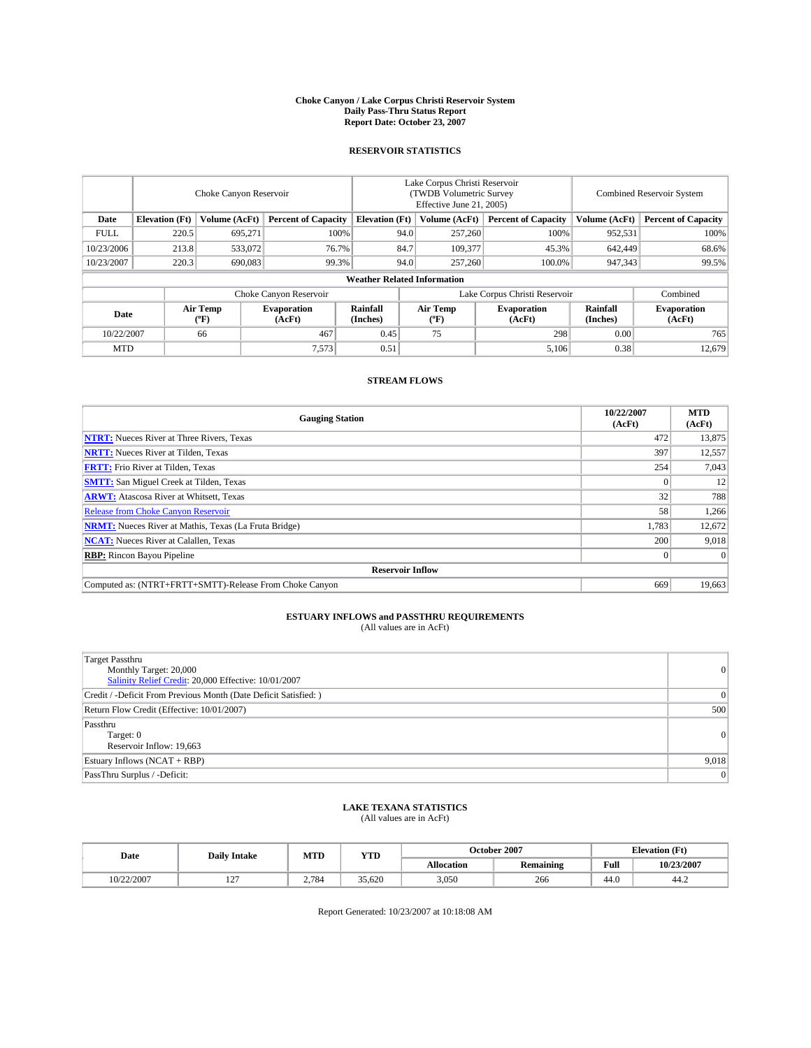# Choke Canyon / Lake Corpus Christi Reservoir System
## Daily Pass-Thru Status Report
### Report Date: October 23, 2007

## RESERVOIR STATISTICS

| | Choke Canyon Reservoir | | | Lake Corpus Christi Reservoir (TWDB Volumetric Survey Effective June 21, 2005) | | | Combined Reservoir System | |
|---|---|---|---|---|---|---|---|---|
| **Date** | **Elevation (Ft)** | **Volume (AcFt)** | **Percent of Capacity** | **Elevation (Ft)** | **Volume (AcFt)** | **Percent of Capacity** | **Volume (AcFt)** | **Percent of Capacity** |
| FULL | 220.5 | 695,271 | 100% | 94.0 | 257,260 | 100% | 952,531 | 100% |
| 10/23/2006 | 213.8 | 533,072 | 76.7% | 84.7 | 109,377 | 45.3% | 642,449 | 68.6% |
| 10/23/2007 | 220.3 | 690,083 | 99.3% | 94.0 | 257,260 | 100.0% | 947,343 | 99.5% |

**Weather Related Information**

| | Choke Canyon Reservoir | | | Lake Corpus Christi Reservoir | | | Combined |
|---|---|---|---|---|---|---|---|
| **Date** | **Air Temp (°F)** | **Evaporation (AcFt)** | **Rainfall (Inches)** | **Air Temp (°F)** | **Evaporation (AcFt)** | **Rainfall (Inches)** | **Evaporation (AcFt)** |
| 10/22/2007 | 66 | 467 | 0.45 | 75 | 298 | 0.00 | 765 |
| MTD | | 7,573 | 0.51 | | 5,106 | 0.38 | 12,679 |

## STREAM FLOWS

| Gauging Station | 10/22/2007 (AcFt) | MTD (AcFt) |
|---|---|---|
| **NTRT:** Nueces River at Three Rivers, Texas | 472 | 13,875 |
| **NRTT:** Nueces River at Tilden, Texas | 397 | 12,557 |
| **FRTT:** Frio River at Tilden, Texas | 254 | 7,043 |
| **SMTT:** San Miguel Creek at Tilden, Texas | 0 | 12 |
| **ARWT:** Atascosa River at Whitsett, Texas | 32 | 788 |
| Release from Choke Canyon Reservoir | 58 | 1,266 |
| **NRMT:** Nueces River at Mathis, Texas (La Fruta Bridge) | 1,783 | 12,672 |
| **NCAT:** Nueces River at Calallen, Texas | 200 | 9,018 |
| **RBP:** Rincon Bayou Pipeline | 0 | 0 |
| **Reservoir Inflow** | | |
| Computed as: (NTRT+FRTT+SMTT)-Release From Choke Canyon | 669 | 19,663 |

## ESTUARY INFLOWS and PASSTHRU REQUIREMENTS
(All values are in AcFt)

| | |
|---|---|
| Target Passthru<br>Monthly Target: 20,000<br>Salinity Relief Credit: 20,000 Effective: 10/01/2007 | 0 |
| Credit / -Deficit From Previous Month (Date Deficit Satisfied: ) | 0 |
| Return Flow Credit (Effective: 10/01/2007) | 500 |
| Passthru<br>Target: 0<br>Reservoir Inflow: 19,663 | 0 |
| Estuary Inflows (NCAT + RBP) | 9,018 |
| PassThru Surplus / -Deficit: | 0 |

## LAKE TEXANA STATISTICS
(All values are in AcFt)

| Date | Daily Intake | MTD | YTD | October 2007 | | Elevation (Ft) | |
|---|---|---|---|---|---|---|---|
| | | | | **Allocation** | **Remaining** | **Full** | **10/23/2007** |
| 10/22/2007 | 127 | 2,784 | 35,620 | 3,050 | 266 | 44.0 | 44.2 |

Report Generated: 10/23/2007 at 10:18:08 AM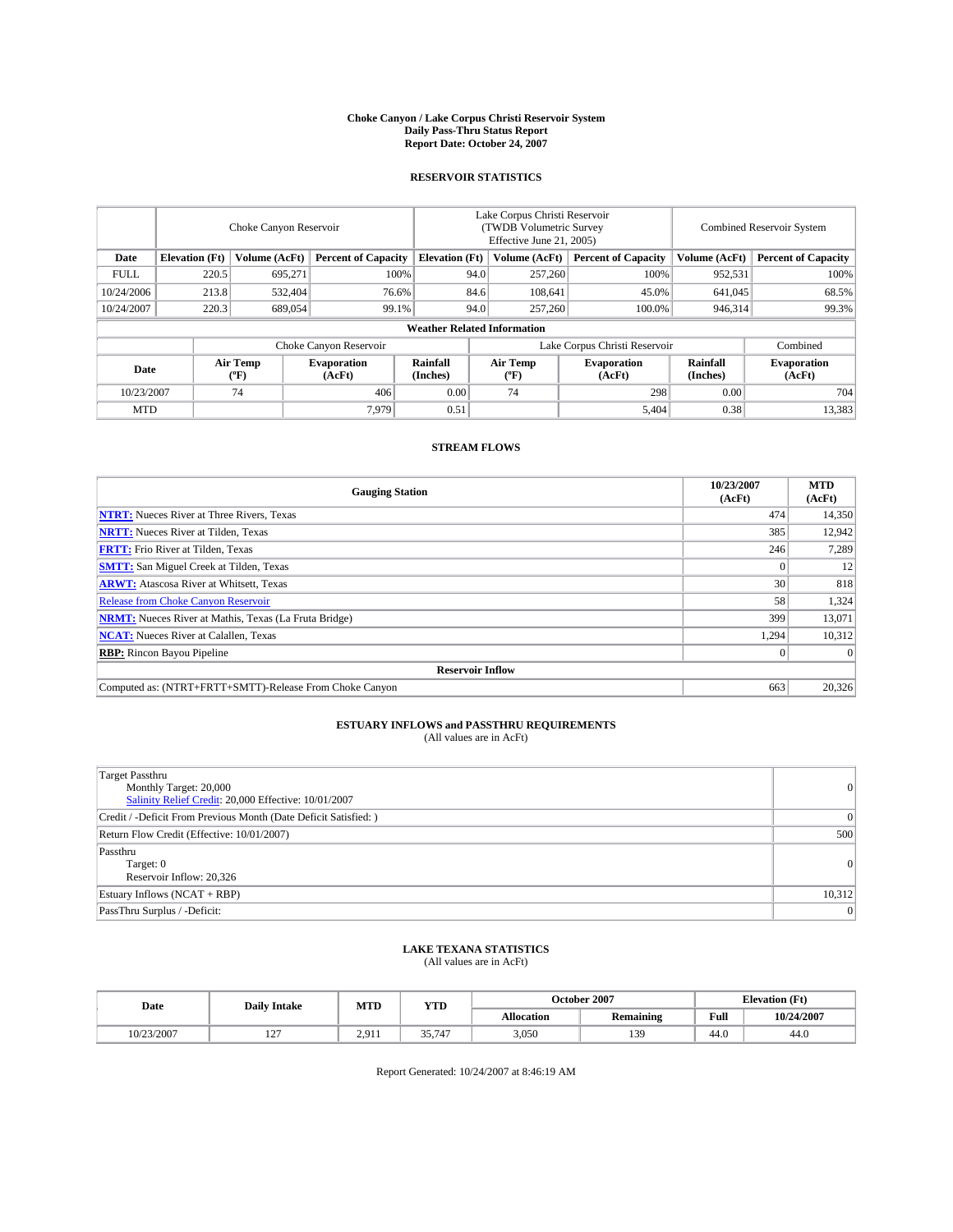**Choke Canyon / Lake Corpus Christi Reservoir System**
**Daily Pass-Thru Status Report**
**Report Date: October 24, 2007**

## RESERVOIR STATISTICS

| | Choke Canyon Reservoir | | | Lake Corpus Christi Reservoir (TWDB Volumetric Survey Effective June 21, 2005) | | | Combined Reservoir System | |
|---|---|---|---|---|---|---|---|---|
| **Date** | **Elevation (Ft)** | **Volume (AcFt)** | **Percent of Capacity** | **Elevation (Ft)** | **Volume (AcFt)** | **Percent of Capacity** | **Volume (AcFt)** | **Percent of Capacity** |
| FULL | 220.5 | 695,271 | 100% | 94.0 | 257,260 | 100% | 952,531 | 100% |
| 10/24/2006 | 213.8 | 532,404 | 76.6% | 84.6 | 108,641 | 45.0% | 641,045 | 68.5% |
| 10/24/2007 | 220.3 | 689,054 | 99.1% | 94.0 | 257,260 | 100.0% | 946,314 | 99.3% |

**Weather Related Information**

| | Choke Canyon Reservoir | | | Lake Corpus Christi Reservoir | | | Combined |
|---|---|---|---|---|---|---|---|
| **Date** | **Air Temp (°F)** | **Evaporation (AcFt)** | **Rainfall (Inches)** | **Air Temp (°F)** | **Evaporation (AcFt)** | **Rainfall (Inches)** | **Evaporation (AcFt)** |
| 10/23/2007 | 74 | 406 | 0.00 | 74 | 298 | 0.00 | 704 |
| MTD | | 7,979 | 0.51 | | 5,404 | 0.38 | 13,383 |

## STREAM FLOWS

| Gauging Station | 10/23/2007 (AcFt) | MTD (AcFt) |
|---|---|---|
| **NTRT:** Nueces River at Three Rivers, Texas | 474 | 14,350 |
| **NRTT:** Nueces River at Tilden, Texas | 385 | 12,942 |
| **FRTT:** Frio River at Tilden, Texas | 246 | 7,289 |
| **SMTT:** San Miguel Creek at Tilden, Texas | 0 | 12 |
| **ARWT:** Atascosa River at Whitsett, Texas | 30 | 818 |
| Release from Choke Canyon Reservoir | 58 | 1,324 |
| **NRMT:** Nueces River at Mathis, Texas (La Fruta Bridge) | 399 | 13,071 |
| **NCAT:** Nueces River at Calallen, Texas | 1,294 | 10,312 |
| **RBP:** Rincon Bayou Pipeline | 0 | 0 |
| **Reservoir Inflow** | | |
| Computed as: (NTRT+FRTT+SMTT)-Release From Choke Canyon | 663 | 20,326 |

## ESTUARY INFLOWS and PASSTHRU REQUIREMENTS
(All values are in AcFt)

| | |
|---|---|
| Target Passthru<br>Monthly Target: 20,000<br>Salinity Relief Credit: 20,000 Effective: 10/01/2007 | 0 |
| Credit / -Deficit From Previous Month (Date Deficit Satisfied: ) | 0 |
| Return Flow Credit (Effective: 10/01/2007) | 500 |
| Passthru<br>Target: 0<br>Reservoir Inflow: 20,326 | 0 |
| Estuary Inflows (NCAT + RBP) | 10,312 |
| PassThru Surplus / -Deficit: | 0 |

## LAKE TEXANA STATISTICS
(All values are in AcFt)

| Date | Daily Intake | MTD | YTD | October 2007 | | Elevation (Ft) | |
|---|---|---|---|---|---|---|---|
| | | | | **Allocation** | **Remaining** | **Full** | **10/24/2007** |
| 10/23/2007 | 127 | 2,911 | 35,747 | 3,050 | 139 | 44.0 | 44.0 |

Report Generated: 10/24/2007 at 8:46:19 AM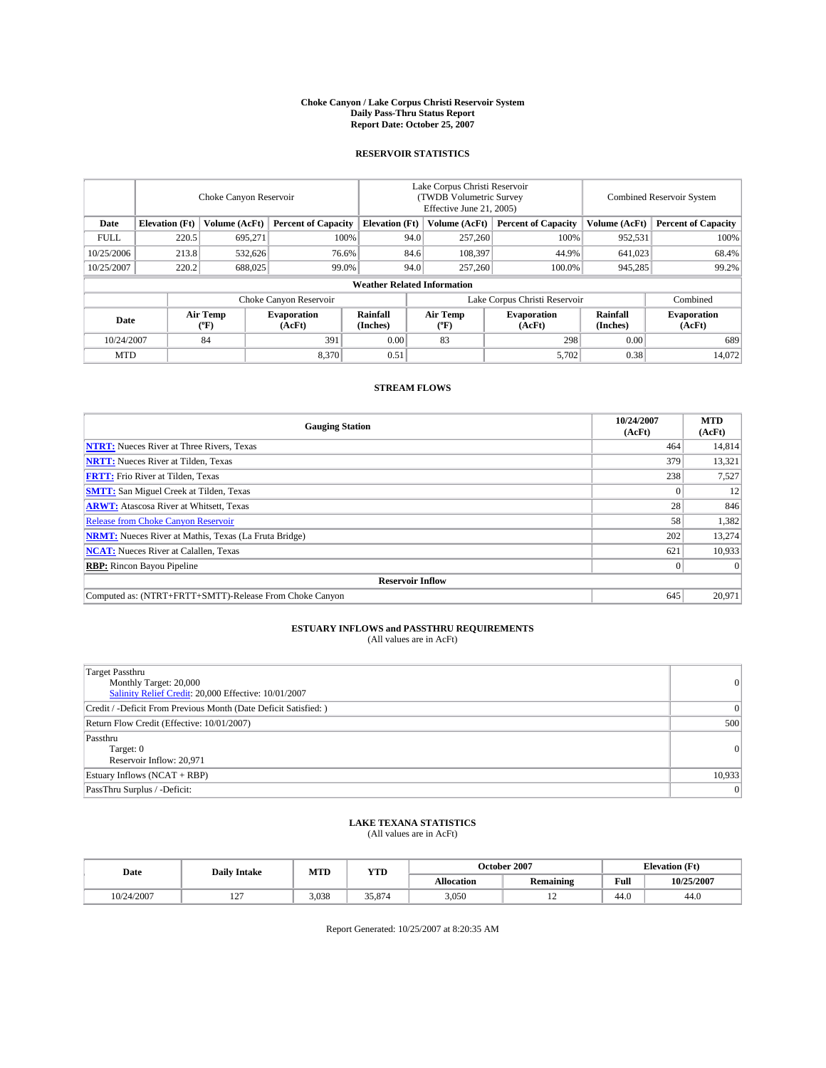# Choke Canyon / Lake Corpus Christi Reservoir System
## Daily Pass-Thru Status Report
### Report Date: October 25, 2007

## RESERVOIR STATISTICS

| | Choke Canyon Reservoir | | | Lake Corpus Christi Reservoir (TWDB Volumetric Survey Effective June 21, 2005) | | | Combined Reservoir System | |
|---|---|---|---|---|---|---|---|---|
| Date | Elevation (Ft) | Volume (AcFt) | Percent of Capacity | Elevation (Ft) | Volume (AcFt) | Percent of Capacity | Volume (AcFt) | Percent of Capacity |
| FULL | 220.5 | 695,271 | 100% | 94.0 | 257,260 | 100% | 952,531 | 100% |
| 10/25/2006 | 213.8 | 532,626 | 76.6% | 84.6 | 108,397 | 44.9% | 641,023 | 68.4% |
| 10/25/2007 | 220.2 | 688,025 | 99.0% | 94.0 | 257,260 | 100.0% | 945,285 | 99.2% |

### Weather Related Information

| | Choke Canyon Reservoir | | | Lake Corpus Christi Reservoir | | | Combined |
|---|---|---|---|---|---|---|---|
| Date | Air Temp (ºF) | Evaporation (AcFt) | Rainfall (Inches) | Air Temp (ºF) | Evaporation (AcFt) | Rainfall (Inches) | Evaporation (AcFt) |
| 10/24/2007 | 84 | 391 | 0.00 | 83 | 298 | 0.00 | 689 |
| MTD | | 8,370 | 0.51 | | 5,702 | 0.38 | 14,072 |

## STREAM FLOWS

| Gauging Station | 10/24/2007 (AcFt) | MTD (AcFt) |
|---|---|---|
| **NTRT:** Nueces River at Three Rivers, Texas | 464 | 14,814 |
| **NRTT:** Nueces River at Tilden, Texas | 379 | 13,321 |
| **FRTT:** Frio River at Tilden, Texas | 238 | 7,527 |
| **SMTT:** San Miguel Creek at Tilden, Texas | 0 | 12 |
| **ARWT:** Atascosa River at Whitsett, Texas | 28 | 846 |
| Release from Choke Canyon Reservoir | 58 | 1,382 |
| **NRMT:** Nueces River at Mathis, Texas (La Fruta Bridge) | 202 | 13,274 |
| **NCAT:** Nueces River at Calallen, Texas | 621 | 10,933 |
| **RBP:** Rincon Bayou Pipeline | 0 | 0 |
| **Reservoir Inflow** | | |
| Computed as: (NTRT+FRTT+SMTT)-Release From Choke Canyon | 645 | 20,971 |

## ESTUARY INFLOWS and PASSTHRU REQUIREMENTS
(All values are in AcFt)

| | |
|---|---|
| Target Passthru<br>Monthly Target: 20,000<br>Salinity Relief Credit: 20,000 Effective: 10/01/2007 | 0 |
| Credit / -Deficit From Previous Month (Date Deficit Satisfied: ) | 0 |
| Return Flow Credit (Effective: 10/01/2007) | 500 |
| Passthru<br>Target: 0<br>Reservoir Inflow: 20,971 | 0 |
| Estuary Inflows (NCAT + RBP) | 10,933 |
| PassThru Surplus / -Deficit: | 0 |

## LAKE TEXANA STATISTICS
(All values are in AcFt)

| Date | Daily Intake | MTD | YTD | October 2007 | | Elevation (Ft) | |
|---|---|---|---|---|---|---|---|
| | | | | Allocation | Remaining | Full | 10/25/2007 |
| 10/24/2007 | 127 | 3,038 | 35,874 | 3,050 | 12 | 44.0 | 44.0 |

Report Generated: 10/25/2007 at 8:20:35 AM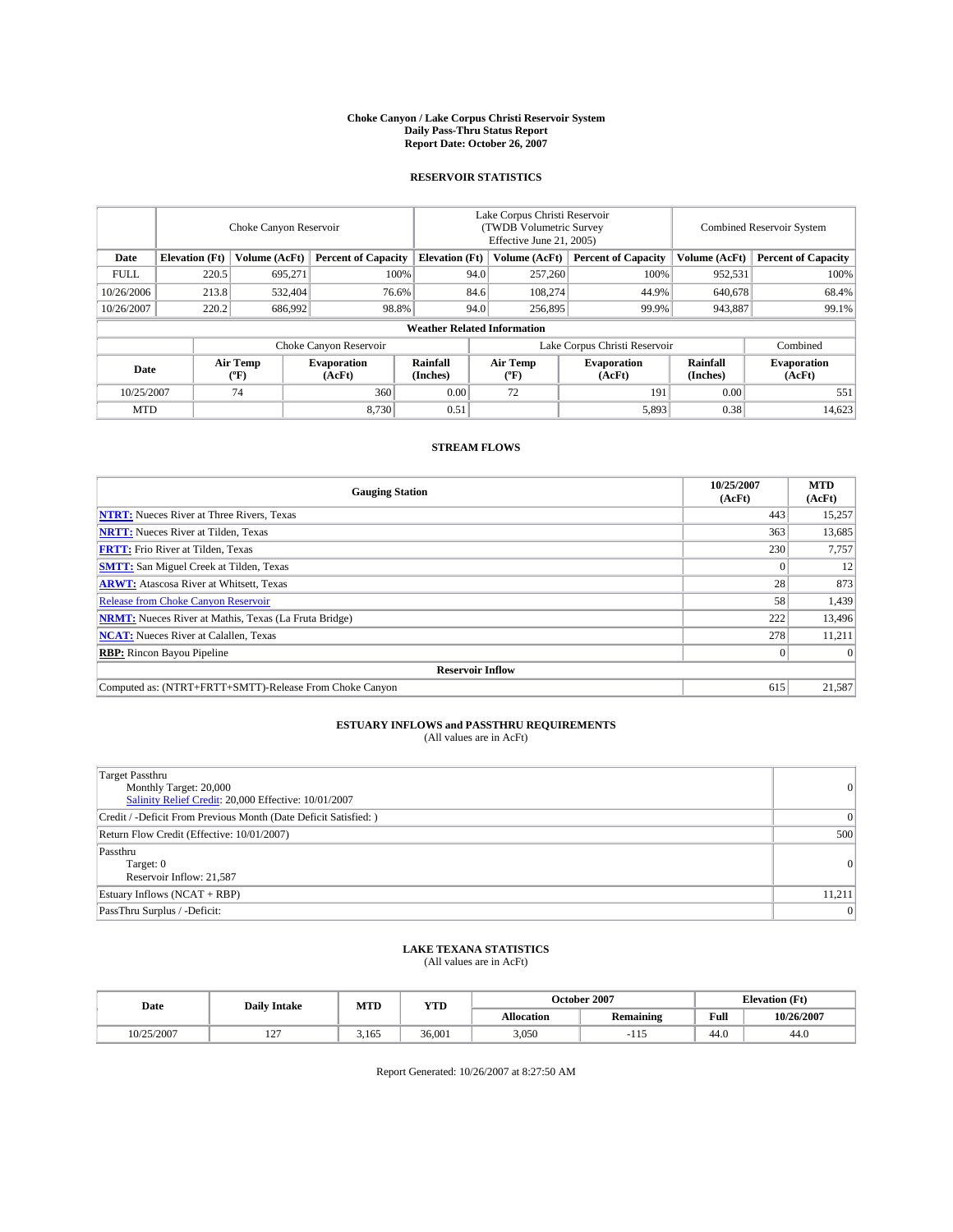# Choke Canyon / Lake Corpus Christi Reservoir System
## Daily Pass-Thru Status Report
## Report Date: October 26, 2007

### RESERVOIR STATISTICS

| | Choke Canyon Reservoir | | | Lake Corpus Christi Reservoir (TWDB Volumetric Survey Effective June 21, 2005) | | | Combined Reservoir System | |
|---|---|---|---|---|---|---|---|---|
| Date | Elevation (Ft) | Volume (AcFt) | Percent of Capacity | Elevation (Ft) | Volume (AcFt) | Percent of Capacity | Volume (AcFt) | Percent of Capacity |
| FULL | 220.5 | 695,271 | 100% | 94.0 | 257,260 | 100% | 952,531 | 100% |
| 10/26/2006 | 213.8 | 532,404 | 76.6% | 84.6 | 108,274 | 44.9% | 640,678 | 68.4% |
| 10/26/2007 | 220.2 | 686,992 | 98.8% | 94.0 | 256,895 | 99.9% | 943,887 | 99.1% |

**Weather Related Information**

| | Choke Canyon Reservoir | | | Lake Corpus Christi Reservoir | | | Combined |
|---|---|---|---|---|---|---|---|
| Date | Air Temp (ºF) | Evaporation (AcFt) | Rainfall (Inches) | Air Temp (ºF) | Evaporation (AcFt) | Rainfall (Inches) | Evaporation (AcFt) |
| 10/25/2007 | 74 | 360 | 0.00 | 72 | 191 | 0.00 | 551 |
| MTD | | 8,730 | 0.51 | | 5,893 | 0.38 | 14,623 |

### STREAM FLOWS

| Gauging Station | 10/25/2007 (AcFt) | MTD (AcFt) |
|---|---|---|
| NTRT: Nueces River at Three Rivers, Texas | 443 | 15,257 |
| NRTT: Nueces River at Tilden, Texas | 363 | 13,685 |
| FRTT: Frio River at Tilden, Texas | 230 | 7,757 |
| SMTT: San Miguel Creek at Tilden, Texas | 0 | 12 |
| ARWT: Atascosa River at Whitsett, Texas | 28 | 873 |
| Release from Choke Canyon Reservoir | 58 | 1,439 |
| NRMT: Nueces River at Mathis, Texas (La Fruta Bridge) | 222 | 13,496 |
| NCAT: Nueces River at Calallen, Texas | 278 | 11,211 |
| RBP: Rincon Bayou Pipeline | 0 | 0 |
| **Reservoir Inflow** | | |
| Computed as: (NTRT+FRTT+SMTT)-Release From Choke Canyon | 615 | 21,587 |

### ESTUARY INFLOWS and PASSTHRU REQUIREMENTS
(All values are in AcFt)

| | |
|---|---|
| Target Passthru<br>Monthly Target: 20,000<br>Salinity Relief Credit: 20,000 Effective: 10/01/2007 | 0 |
| Credit / -Deficit From Previous Month (Date Deficit Satisfied: ) | 0 |
| Return Flow Credit (Effective: 10/01/2007) | 500 |
| Passthru<br>Target: 0<br>Reservoir Inflow: 21,587 | 0 |
| Estuary Inflows (NCAT + RBP) | 11,211 |
| PassThru Surplus / -Deficit: | 0 |

### LAKE TEXANA STATISTICS
(All values are in AcFt)

| Date | Daily Intake | MTD | YTD | October 2007 | | Elevation (Ft) | |
|---|---|---|---|---|---|---|---|
| | | | | Allocation | Remaining | Full | 10/26/2007 |
| 10/25/2007 | 127 | 3,165 | 36,001 | 3,050 | -115 | 44.0 | 44.0 |

Report Generated: 10/26/2007 at 8:27:50 AM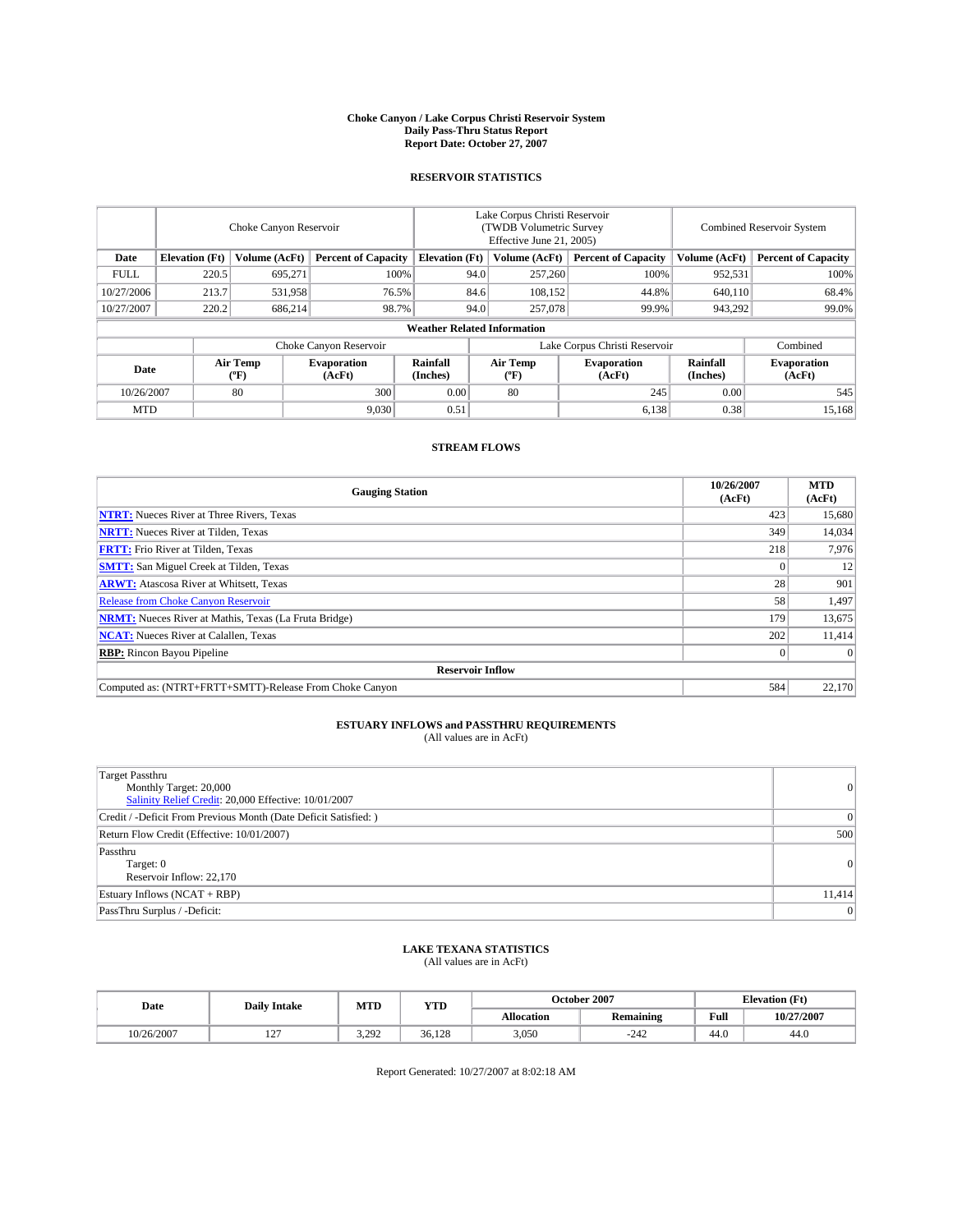# Choke Canyon / Lake Corpus Christi Reservoir System
## Daily Pass-Thru Status Report
## Report Date: October 27, 2007

### RESERVOIR STATISTICS

| | Choke Canyon Reservoir | | | Lake Corpus Christi Reservoir (TWDB Volumetric Survey Effective June 21, 2005) | | | Combined Reservoir System | |
|---|---|---|---|---|---|---|---|---|
| Date | Elevation (Ft) | Volume (AcFt) | Percent of Capacity | Elevation (Ft) | Volume (AcFt) | Percent of Capacity | Volume (AcFt) | Percent of Capacity |
| FULL | 220.5 | 695,271 | 100% | 94.0 | 257,260 | 100% | 952,531 | 100% |
| 10/27/2006 | 213.7 | 531,958 | 76.5% | 84.6 | 108,152 | 44.8% | 640,110 | 68.4% |
| 10/27/2007 | 220.2 | 686,214 | 98.7% | 94.0 | 257,078 | 99.9% | 943,292 | 99.0% |

**Weather Related Information**

| | Choke Canyon Reservoir | | | Lake Corpus Christi Reservoir | | | Combined |
|---|---|---|---|---|---|---|---|
| Date | Air Temp (ºF) | Evaporation (AcFt) | Rainfall (Inches) | Air Temp (ºF) | Evaporation (AcFt) | Rainfall (Inches) | Evaporation (AcFt) |
| 10/26/2007 | 80 | 300 | 0.00 | 80 | 245 | 0.00 | 545 |
| MTD | | 9,030 | 0.51 | | 6,138 | 0.38 | 15,168 |

### STREAM FLOWS

| Gauging Station | 10/26/2007 (AcFt) | MTD (AcFt) |
|---|---|---|
| **NTRT:** Nueces River at Three Rivers, Texas | 423 | 15,680 |
| **NRTT:** Nueces River at Tilden, Texas | 349 | 14,034 |
| **FRTT:** Frio River at Tilden, Texas | 218 | 7,976 |
| **SMTT:** San Miguel Creek at Tilden, Texas | 0 | 12 |
| **ARWT:** Atascosa River at Whitsett, Texas | 28 | 901 |
| Release from Choke Canyon Reservoir | 58 | 1,497 |
| **NRMT:** Nueces River at Mathis, Texas (La Fruta Bridge) | 179 | 13,675 |
| **NCAT:** Nueces River at Calallen, Texas | 202 | 11,414 |
| **RBP:** Rincon Bayou Pipeline | 0 | 0 |
| **Reservoir Inflow** | | |
| Computed as: (NTRT+FRTT+SMTT)-Release From Choke Canyon | 584 | 22,170 |

### ESTUARY INFLOWS and PASSTHRU REQUIREMENTS
(All values are in AcFt)

| | |
|---|---|
| Target Passthru<br>Monthly Target: 20,000<br>Salinity Relief Credit: 20,000 Effective: 10/01/2007 | 0 |
| Credit / -Deficit From Previous Month (Date Deficit Satisfied: ) | 0 |
| Return Flow Credit (Effective: 10/01/2007) | 500 |
| Passthru<br>Target: 0<br>Reservoir Inflow: 22,170 | 0 |
| Estuary Inflows (NCAT + RBP) | 11,414 |
| PassThru Surplus / -Deficit: | 0 |

### LAKE TEXANA STATISTICS
(All values are in AcFt)

| Date | Daily Intake | MTD | YTD | October 2007 | | Elevation (Ft) | |
|---|---|---|---|---|---|---|---|
| | | | | Allocation | Remaining | Full | 10/27/2007 |
| 10/26/2007 | 127 | 3,292 | 36,128 | 3,050 | -242 | 44.0 | 44.0 |

Report Generated: 10/27/2007 at 8:02:18 AM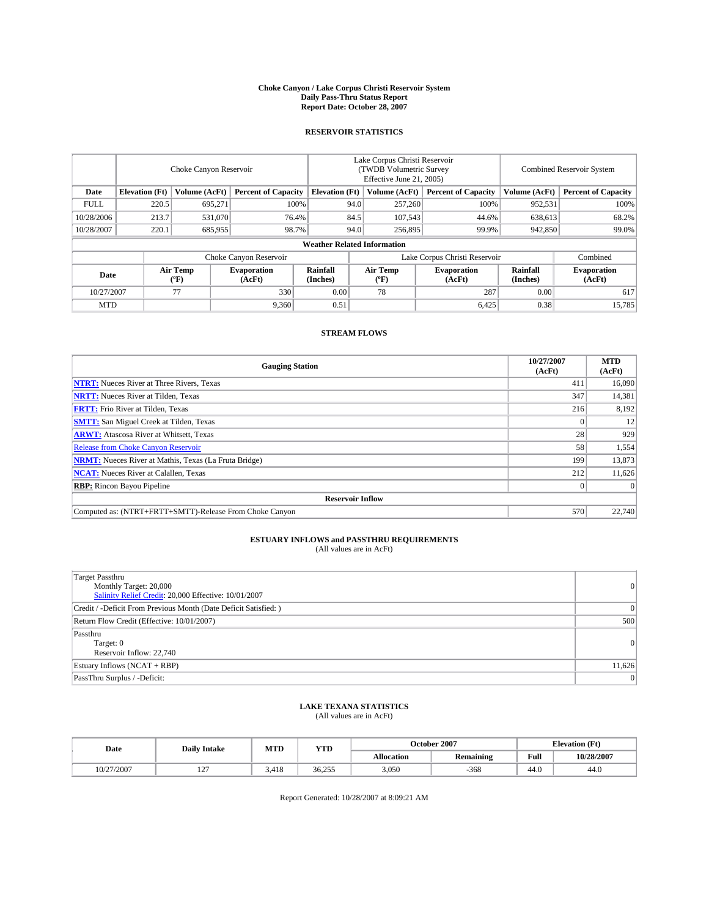**Choke Canyon / Lake Corpus Christi Reservoir System**
**Daily Pass-Thru Status Report**
**Report Date: October 28, 2007**

## RESERVOIR STATISTICS

| | Choke Canyon Reservoir | | | Lake Corpus Christi Reservoir (TWDB Volumetric Survey Effective June 21, 2005) | | | Combined Reservoir System | |
|---|---|---|---|---|---|---|---|---|
| **Date** | **Elevation (Ft)** | **Volume (AcFt)** | **Percent of Capacity** | **Elevation (Ft)** | **Volume (AcFt)** | **Percent of Capacity** | **Volume (AcFt)** | **Percent of Capacity** |
| FULL | 220.5 | 695,271 | 100% | 94.0 | 257,260 | 100% | 952,531 | 100% |
| 10/28/2006 | 213.7 | 531,070 | 76.4% | 84.5 | 107,543 | 44.6% | 638,613 | 68.2% |
| 10/28/2007 | 220.1 | 685,955 | 98.7% | 94.0 | 256,895 | 99.9% | 942,850 | 99.0% |

**Weather Related Information**

| | Choke Canyon Reservoir | | | Lake Corpus Christi Reservoir | | | Combined |
|---|---|---|---|---|---|---|---|
| **Date** | **Air Temp (°F)** | **Evaporation (AcFt)** | **Rainfall (Inches)** | **Air Temp (°F)** | **Evaporation (AcFt)** | **Rainfall (Inches)** | **Evaporation (AcFt)** |
| 10/27/2007 | 77 | 330 | 0.00 | 78 | 287 | 0.00 | 617 |
| MTD | | 9,360 | 0.51 | | 6,425 | 0.38 | 15,785 |

## STREAM FLOWS

| Gauging Station | 10/27/2007 (AcFt) | MTD (AcFt) |
|---|---|---|
| **NTRT:** Nueces River at Three Rivers, Texas | 411 | 16,090 |
| **NRTT:** Nueces River at Tilden, Texas | 347 | 14,381 |
| **FRTT:** Frio River at Tilden, Texas | 216 | 8,192 |
| **SMTT:** San Miguel Creek at Tilden, Texas | 0 | 12 |
| **ARWT:** Atascosa River at Whitsett, Texas | 28 | 929 |
| Release from Choke Canyon Reservoir | 58 | 1,554 |
| **NRMT:** Nueces River at Mathis, Texas (La Fruta Bridge) | 199 | 13,873 |
| **NCAT:** Nueces River at Calallen, Texas | 212 | 11,626 |
| **RBP:** Rincon Bayou Pipeline | 0 | 0 |
| **Reservoir Inflow** | | |
| Computed as: (NTRT+FRTT+SMTT)-Release From Choke Canyon | 570 | 22,740 |

## ESTUARY INFLOWS and PASSTHRU REQUIREMENTS
(All values are in AcFt)

| | |
|---|---|
| Target Passthru<br>Monthly Target: 20,000<br>Salinity Relief Credit: 20,000 Effective: 10/01/2007 | 0 |
| Credit / -Deficit From Previous Month (Date Deficit Satisfied: ) | 0 |
| Return Flow Credit (Effective: 10/01/2007) | 500 |
| Passthru<br>Target: 0<br>Reservoir Inflow: 22,740 | 0 |
| Estuary Inflows (NCAT + RBP) | 11,626 |
| PassThru Surplus / -Deficit: | 0 |

## LAKE TEXANA STATISTICS
(All values are in AcFt)

| Date | Daily Intake | MTD | YTD | October 2007 | | Elevation (Ft) | |
|---|---|---|---|---|---|---|---|
| | | | | **Allocation** | **Remaining** | **Full** | **10/28/2007** |
| 10/27/2007 | 127 | 3,418 | 36,255 | 3,050 | -368 | 44.0 | 44.0 |

Report Generated: 10/28/2007 at 8:09:21 AM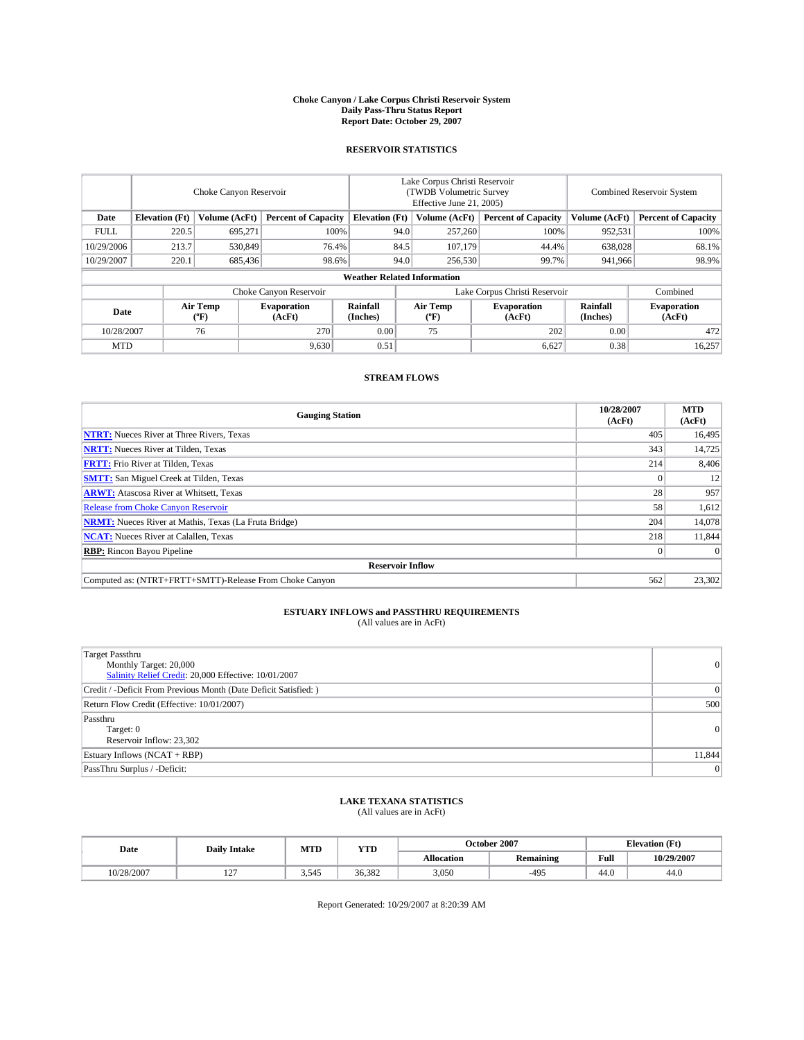# Choke Canyon / Lake Corpus Christi Reservoir System
## Daily Pass-Thru Status Report
### Report Date: October 29, 2007

## RESERVOIR STATISTICS

| | Choke Canyon Reservoir | | | Lake Corpus Christi Reservoir (TWDB Volumetric Survey Effective June 21, 2005) | | | Combined Reservoir System | |
|---|---|---|---|---|---|---|---|---|
| Date | Elevation (Ft) | Volume (AcFt) | Percent of Capacity | Elevation (Ft) | Volume (AcFt) | Percent of Capacity | Volume (AcFt) | Percent of Capacity |
| FULL | 220.5 | 695,271 | 100% | 94.0 | 257,260 | 100% | 952,531 | 100% |
| 10/29/2006 | 213.7 | 530,849 | 76.4% | 84.5 | 107,179 | 44.4% | 638,028 | 68.1% |
| 10/29/2007 | 220.1 | 685,436 | 98.6% | 94.0 | 256,530 | 99.7% | 941,966 | 98.9% |

### Weather Related Information

| | Choke Canyon Reservoir | | | Lake Corpus Christi Reservoir | | | Combined |
|---|---|---|---|---|---|---|---|
| Date | Air Temp (ºF) | Evaporation (AcFt) | Rainfall (Inches) | Air Temp (ºF) | Evaporation (AcFt) | Rainfall (Inches) | Evaporation (AcFt) |
| 10/28/2007 | 76 | 270 | 0.00 | 75 | 202 | 0.00 | 472 |
| MTD | | 9,630 | 0.51 | | 6,627 | 0.38 | 16,257 |

## STREAM FLOWS

| Gauging Station | 10/28/2007 (AcFt) | MTD (AcFt) |
|---|---|---|
| NTRT: Nueces River at Three Rivers, Texas | 405 | 16,495 |
| NRTT: Nueces River at Tilden, Texas | 343 | 14,725 |
| FRTT: Frio River at Tilden, Texas | 214 | 8,406 |
| SMTT: San Miguel Creek at Tilden, Texas | 0 | 12 |
| ARWT: Atascosa River at Whitsett, Texas | 28 | 957 |
| Release from Choke Canyon Reservoir | 58 | 1,612 |
| NRMT: Nueces River at Mathis, Texas (La Fruta Bridge) | 204 | 14,078 |
| NCAT: Nueces River at Calallen, Texas | 218 | 11,844 |
| RBP: Rincon Bayou Pipeline | 0 | 0 |
| **Reservoir Inflow** | | |
| Computed as: (NTRT+FRTT+SMTT)-Release From Choke Canyon | 562 | 23,302 |

## ESTUARY INFLOWS and PASSTHRU REQUIREMENTS
(All values are in AcFt)

| | |
|---|---|
| Target Passthru<br>Monthly Target: 20,000<br>Salinity Relief Credit: 20,000 Effective: 10/01/2007 | 0 |
| Credit / -Deficit From Previous Month (Date Deficit Satisfied: ) | 0 |
| Return Flow Credit (Effective: 10/01/2007) | 500 |
| Passthru<br>Target: 0<br>Reservoir Inflow: 23,302 | 0 |
| Estuary Inflows (NCAT + RBP) | 11,844 |
| PassThru Surplus / -Deficit: | 0 |

## LAKE TEXANA STATISTICS
(All values are in AcFt)

| Date | Daily Intake | MTD | YTD | October 2007 | | Elevation (Ft) | |
|---|---|---|---|---|---|---|---|
| | | | | Allocation | Remaining | Full | 10/29/2007 |
| 10/28/2007 | 127 | 3,545 | 36,382 | 3,050 | -495 | 44.0 | 44.0 |

Report Generated: 10/29/2007 at 8:20:39 AM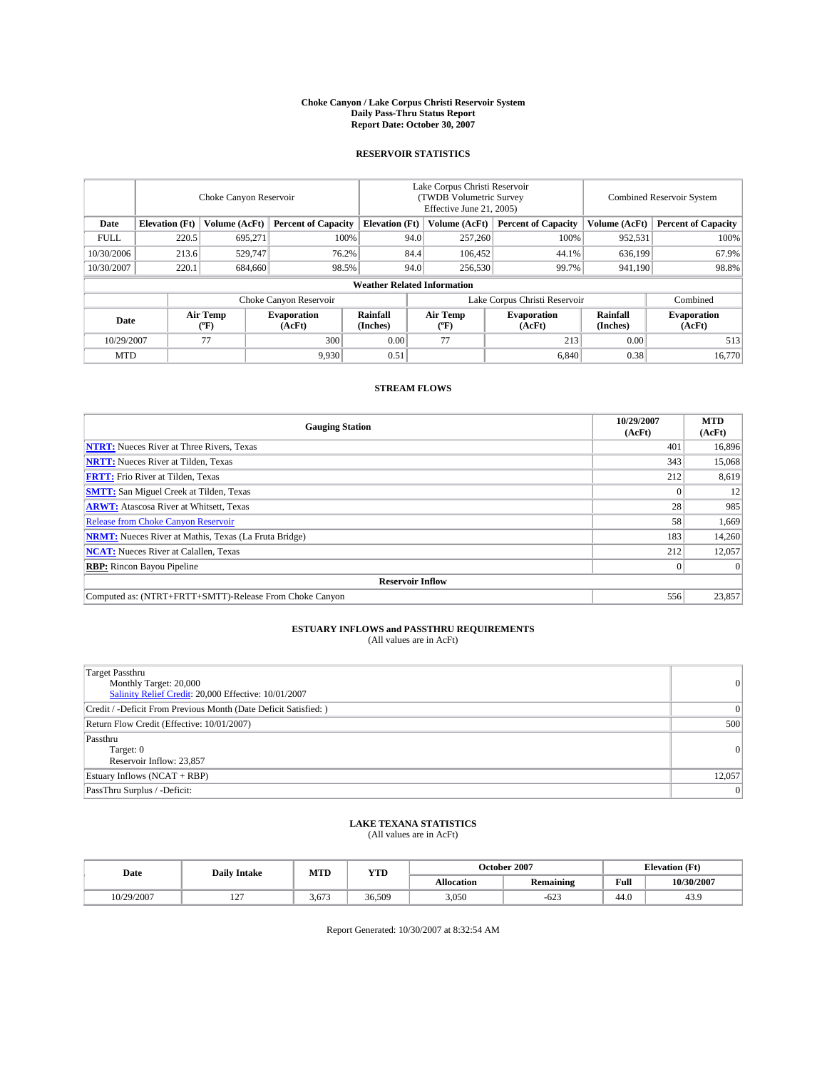# Choke Canyon / Lake Corpus Christi Reservoir System
## Daily Pass-Thru Status Report
### Report Date: October 30, 2007

## RESERVOIR STATISTICS

| | Choke Canyon Reservoir | | | Lake Corpus Christi Reservoir (TWDB Volumetric Survey Effective June 21, 2005) | | | Combined Reservoir System | |
|---|---|---|---|---|---|---|---|---|
| Date | Elevation (Ft) | Volume (AcFt) | Percent of Capacity | Elevation (Ft) | Volume (AcFt) | Percent of Capacity | Volume (AcFt) | Percent of Capacity |
| FULL | 220.5 | 695,271 | 100% | 94.0 | 257,260 | 100% | 952,531 | 100% |
| 10/30/2006 | 213.6 | 529,747 | 76.2% | 84.4 | 106,452 | 44.1% | 636,199 | 67.9% |
| 10/30/2007 | 220.1 | 684,660 | 98.5% | 94.0 | 256,530 | 99.7% | 941,190 | 98.8% |

**Weather Related Information**

| | Choke Canyon Reservoir | | | Lake Corpus Christi Reservoir | | | Combined |
|---|---|---|---|---|---|---|---|
| Date | Air Temp (°F) | Evaporation (AcFt) | Rainfall (Inches) | Air Temp (°F) | Evaporation (AcFt) | Rainfall (Inches) | Evaporation (AcFt) |
| 10/29/2007 | 77 | 300 | 0.00 | 77 | 213 | 0.00 | 513 |
| MTD | | 9,930 | 0.51 | | 6,840 | 0.38 | 16,770 |

## STREAM FLOWS

| Gauging Station | 10/29/2007 (AcFt) | MTD (AcFt) |
|---|---|---|
| **NTRT:** Nueces River at Three Rivers, Texas | 401 | 16,896 |
| **NRTT:** Nueces River at Tilden, Texas | 343 | 15,068 |
| **FRTT:** Frio River at Tilden, Texas | 212 | 8,619 |
| **SMTT:** San Miguel Creek at Tilden, Texas | 0 | 12 |
| **ARWT:** Atascosa River at Whitsett, Texas | 28 | 985 |
| Release from Choke Canyon Reservoir | 58 | 1,669 |
| **NRMT:** Nueces River at Mathis, Texas (La Fruta Bridge) | 183 | 14,260 |
| **NCAT:** Nueces River at Calallen, Texas | 212 | 12,057 |
| **RBP:** Rincon Bayou Pipeline | 0 | 0 |
| **Reservoir Inflow** | | |
| Computed as: (NTRT+FRTT+SMTT)-Release From Choke Canyon | 556 | 23,857 |

## ESTUARY INFLOWS and PASSTHRU REQUIREMENTS
(All values are in AcFt)

| | |
|---|---|
| Target Passthru<br>Monthly Target: 20,000<br>Salinity Relief Credit: 20,000 Effective: 10/01/2007 | 0 |
| Credit / -Deficit From Previous Month (Date Deficit Satisfied: ) | 0 |
| Return Flow Credit (Effective: 10/01/2007) | 500 |
| Passthru<br>Target: 0<br>Reservoir Inflow: 23,857 | 0 |
| Estuary Inflows (NCAT + RBP) | 12,057 |
| PassThru Surplus / -Deficit: | 0 |

## LAKE TEXANA STATISTICS
(All values are in AcFt)

| Date | Daily Intake | MTD | YTD | October 2007 | | Elevation (Ft) | |
|---|---|---|---|---|---|---|---|
| | | | | Allocation | Remaining | Full | 10/30/2007 |
| 10/29/2007 | 127 | 3,673 | 36,509 | 3,050 | -623 | 44.0 | 43.9 |

Report Generated: 10/30/2007 at 8:32:54 AM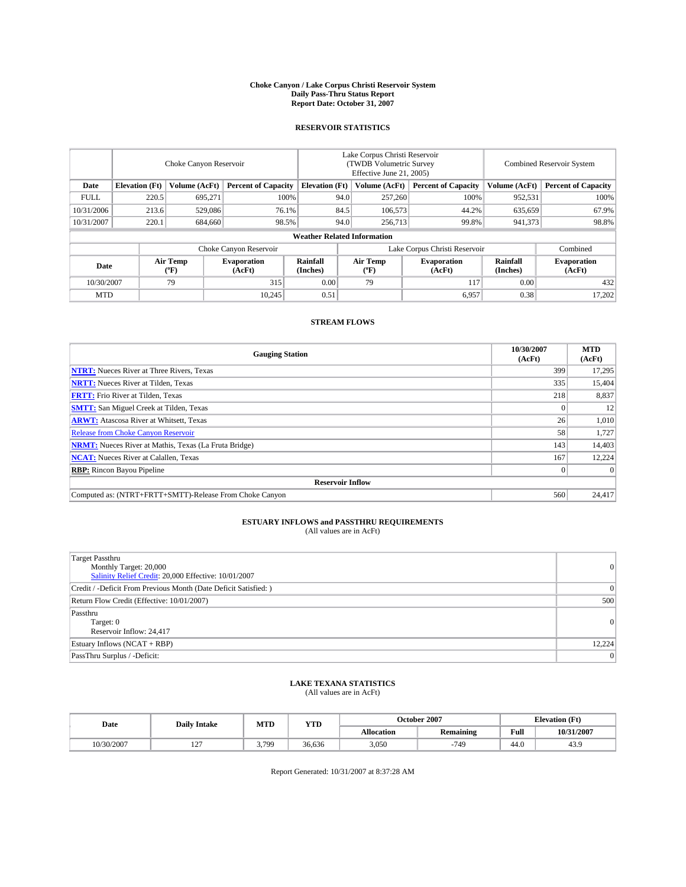# Choke Canyon / Lake Corpus Christi Reservoir System
## Daily Pass-Thru Status Report
### Report Date: October 31, 2007

## RESERVOIR STATISTICS

| | Choke Canyon Reservoir | | | Lake Corpus Christi Reservoir (TWDB Volumetric Survey Effective June 21, 2005) | | | Combined Reservoir System | |
|---|---|---|---|---|---|---|---|---|
| **Date** | **Elevation (Ft)** | **Volume (AcFt)** | **Percent of Capacity** | **Elevation (Ft)** | **Volume (AcFt)** | **Percent of Capacity** | **Volume (AcFt)** | **Percent of Capacity** |
| FULL | 220.5 | 695,271 | 100% | 94.0 | 257,260 | 100% | 952,531 | 100% |
| 10/31/2006 | 213.6 | 529,086 | 76.1% | 84.5 | 106,573 | 44.2% | 635,659 | 67.9% |
| 10/31/2007 | 220.1 | 684,660 | 98.5% | 94.0 | 256,713 | 99.8% | 941,373 | 98.8% |

### Weather Related Information

| | Choke Canyon Reservoir | | | Lake Corpus Christi Reservoir | | | Combined |
|---|---|---|---|---|---|---|---|
| **Date** | **Air Temp (ºF)** | **Evaporation (AcFt)** | **Rainfall (Inches)** | **Air Temp (ºF)** | **Evaporation (AcFt)** | **Rainfall (Inches)** | **Evaporation (AcFt)** |
| 10/30/2007 | 79 | 315 | 0.00 | 79 | 117 | 0.00 | 432 |
| MTD | | 10,245 | 0.51 | | 6,957 | 0.38 | 17,202 |

## STREAM FLOWS

| Gauging Station | 10/30/2007 (AcFt) | MTD (AcFt) |
|---|---|---|
| **NTRT:** Nueces River at Three Rivers, Texas | 399 | 17,295 |
| **NRTT:** Nueces River at Tilden, Texas | 335 | 15,404 |
| **FRTT:** Frio River at Tilden, Texas | 218 | 8,837 |
| **SMTT:** San Miguel Creek at Tilden, Texas | 0 | 12 |
| **ARWT:** Atascosa River at Whitsett, Texas | 26 | 1,010 |
| Release from Choke Canyon Reservoir | 58 | 1,727 |
| **NRMT:** Nueces River at Mathis, Texas (La Fruta Bridge) | 143 | 14,403 |
| **NCAT:** Nueces River at Calallen, Texas | 167 | 12,224 |
| **RBP:** Rincon Bayou Pipeline | 0 | 0 |
| **Reservoir Inflow** | | |
| Computed as: (NTRT+FRTT+SMTT)-Release From Choke Canyon | 560 | 24,417 |

## ESTUARY INFLOWS and PASSTHRU REQUIREMENTS
(All values are in AcFt)

| | |
|---|---|
| Target Passthru<br>Monthly Target: 20,000<br>Salinity Relief Credit: 20,000 Effective: 10/01/2007 | 0 |
| Credit / -Deficit From Previous Month (Date Deficit Satisfied: ) | 0 |
| Return Flow Credit (Effective: 10/01/2007) | 500 |
| Passthru<br>Target: 0<br>Reservoir Inflow: 24,417 | 0 |
| Estuary Inflows (NCAT + RBP) | 12,224 |
| PassThru Surplus / -Deficit: | 0 |

## LAKE TEXANA STATISTICS
(All values are in AcFt)

| Date | Daily Intake | MTD | YTD | October 2007 | | Elevation (Ft) | |
|---|---|---|---|---|---|---|---|
| | | | | **Allocation** | **Remaining** | **Full** | **10/31/2007** |
| 10/30/2007 | 127 | 3,799 | 36,636 | 3,050 | -749 | 44.0 | 43.9 |

Report Generated: 10/31/2007 at 8:37:28 AM